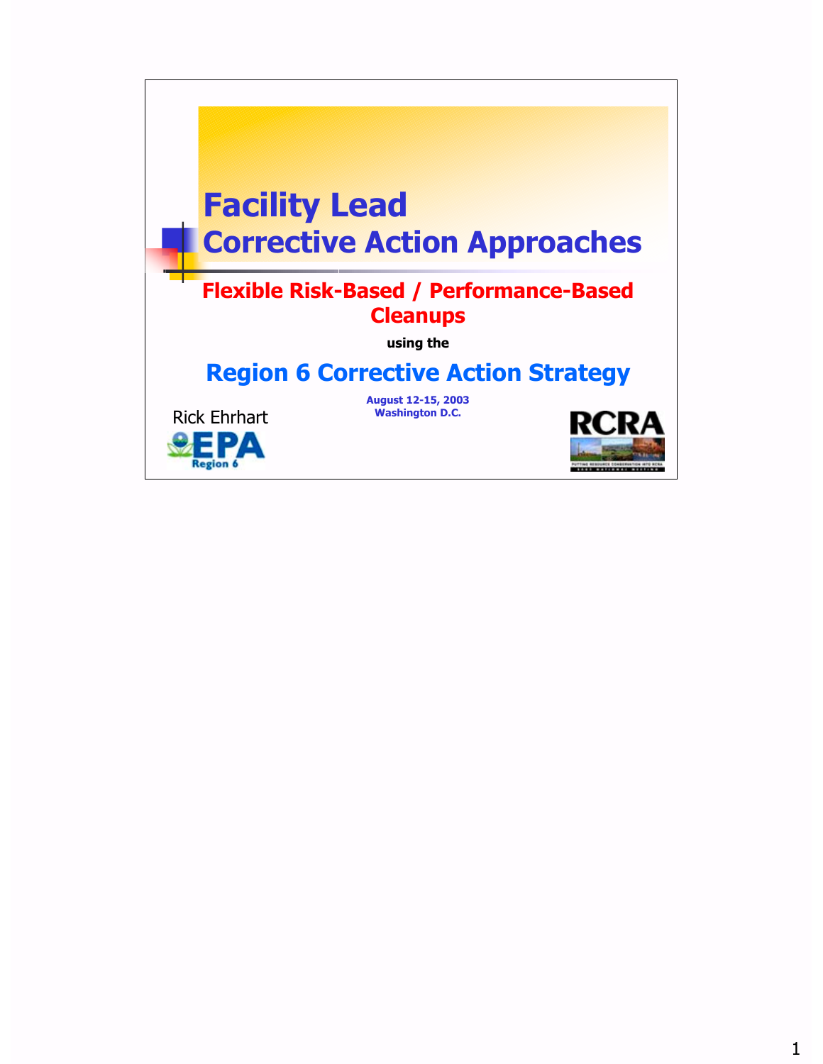# Facility Lead Corrective Action Approaches

## Flexible Risk-Based / Performance-Based Cleanups

**using the**

## Region 6 Corrective Action Strategy

**August 12-15, 2003**
**Washington D.C.**

Rick Ehrhart

EPA Region 6

RCRA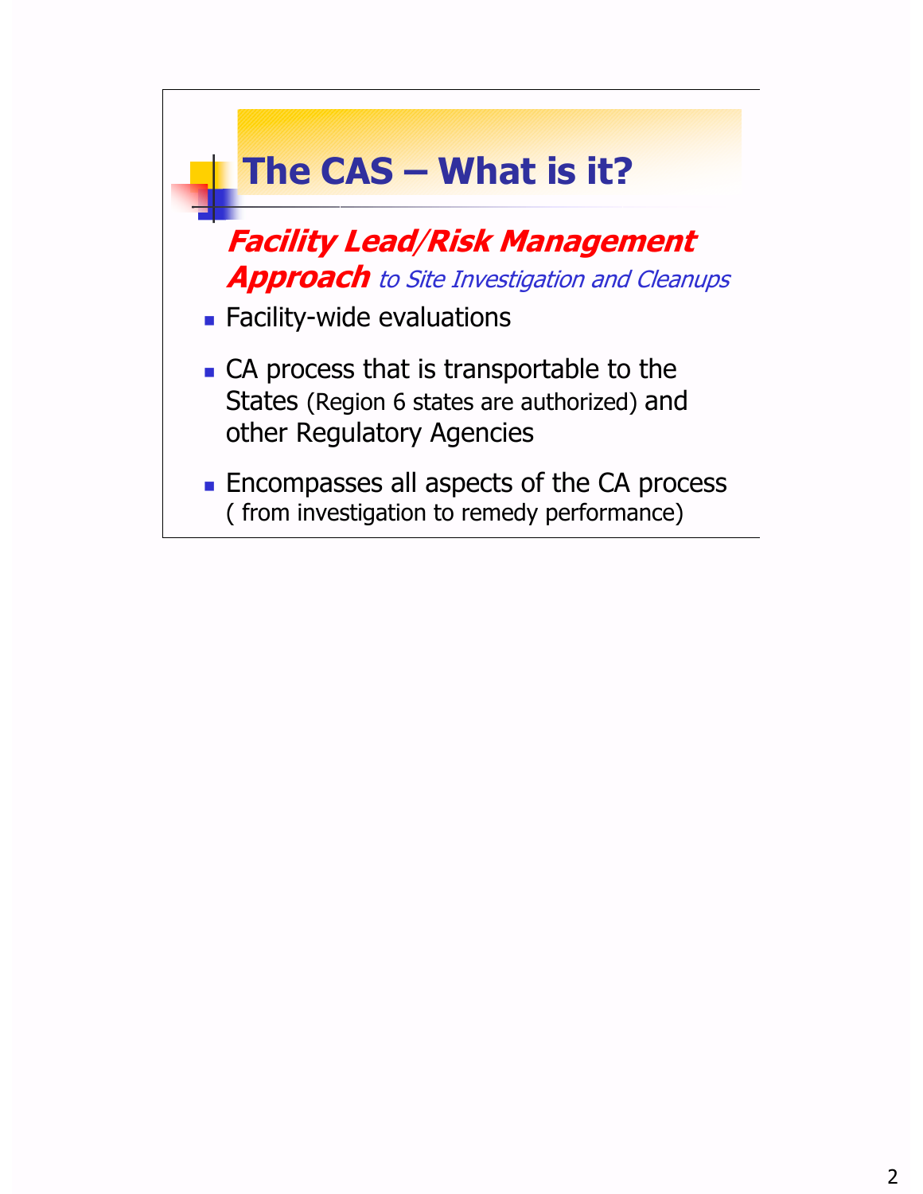# The CAS – What is it?

***Facility Lead/Risk Management Approach*** *to Site Investigation and Cleanups*

- Facility-wide evaluations
- CA process that is transportable to the States (Region 6 states are authorized) and other Regulatory Agencies
- Encompasses all aspects of the CA process ( from investigation to remedy performance)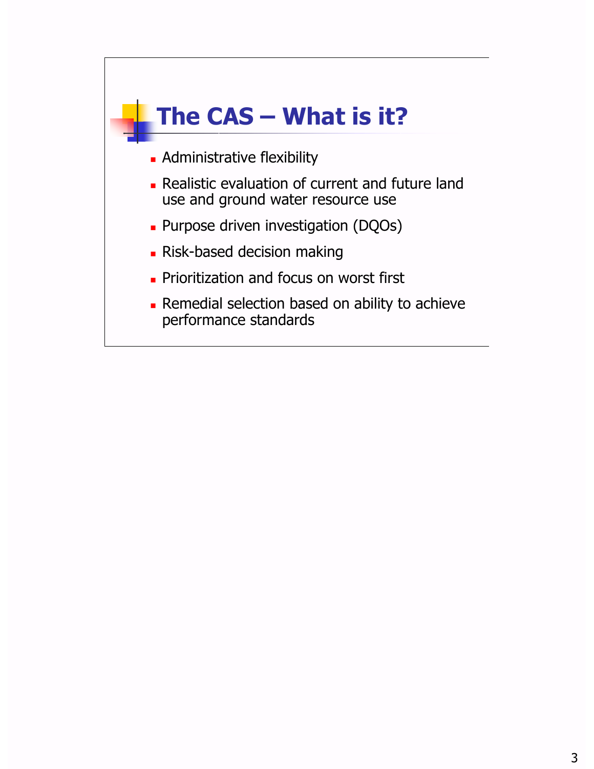# The CAS – What is it?

- Administrative flexibility
- Realistic evaluation of current and future land use and ground water resource use
- Purpose driven investigation (DQOs)
- Risk-based decision making
- Prioritization and focus on worst first
- Remedial selection based on ability to achieve performance standards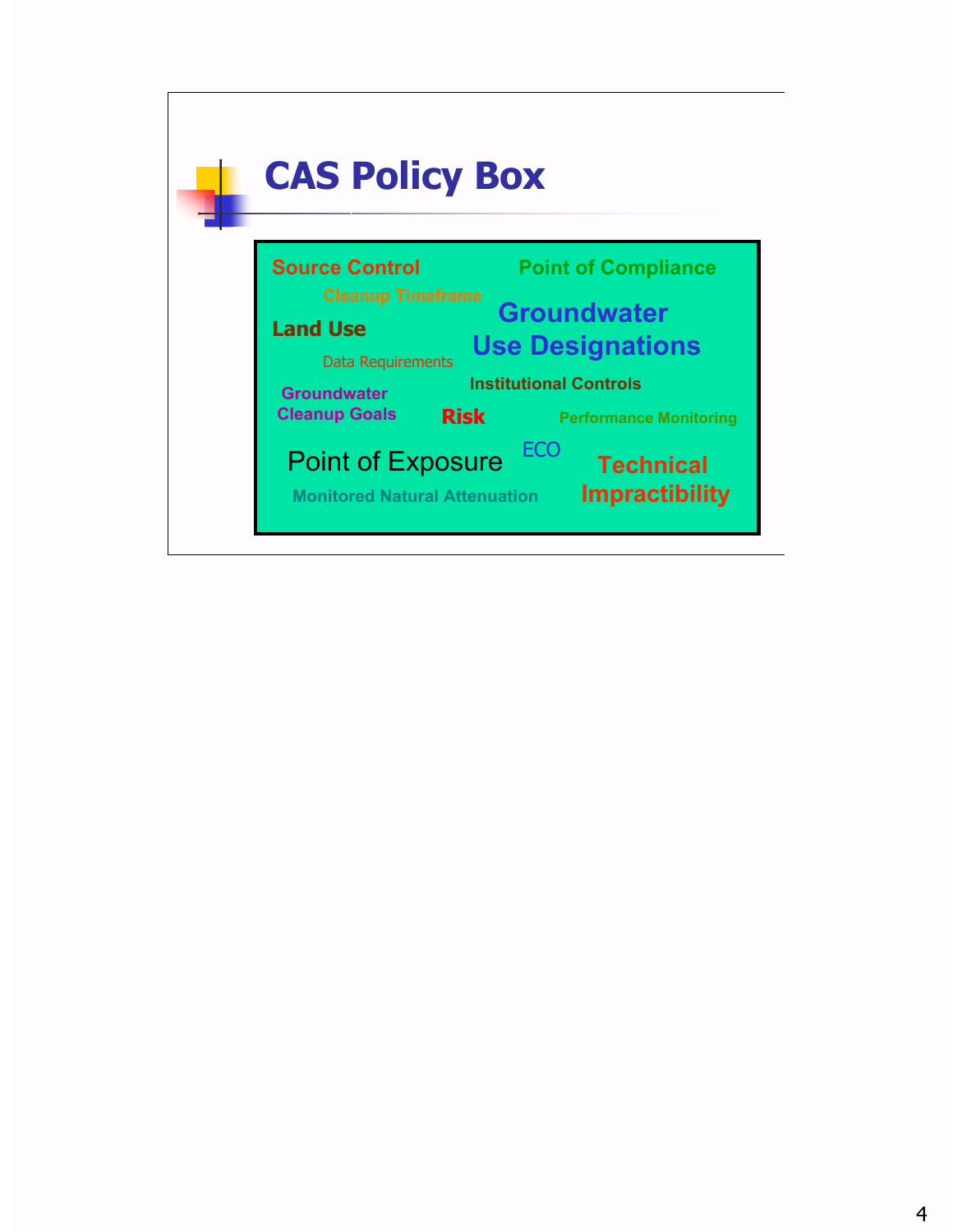# CAS Policy Box

Source Control

Point of Compliance

Cleanup Timeframe

Land Use

Groundwater Use Designations

Data Requirements

Institutional Controls

Groundwater Cleanup Goals

Risk

Performance Monitoring

Point of Exposure

ECO

Technical Impractibility

Monitored Natural Attenuation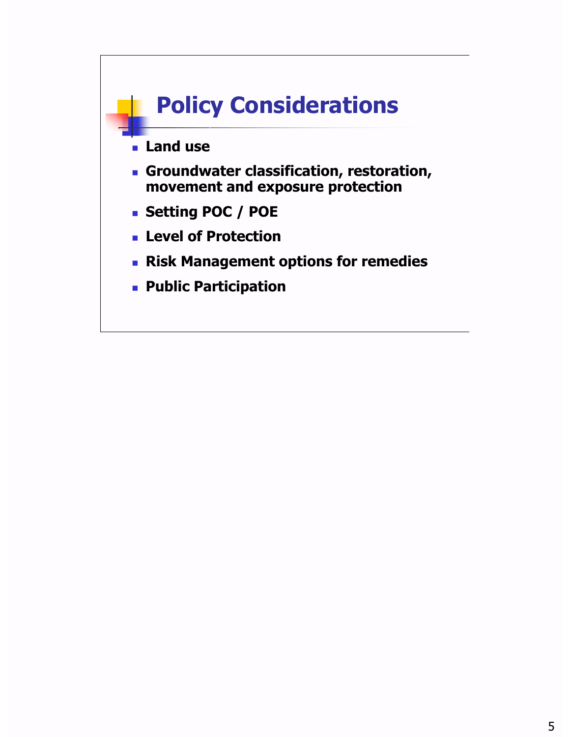# Policy Considerations

- **Land use**
- **Groundwater classification, restoration, movement and exposure protection**
- **Setting POC / POE**
- **Level of Protection**
- **Risk Management options for remedies**
- **Public Participation**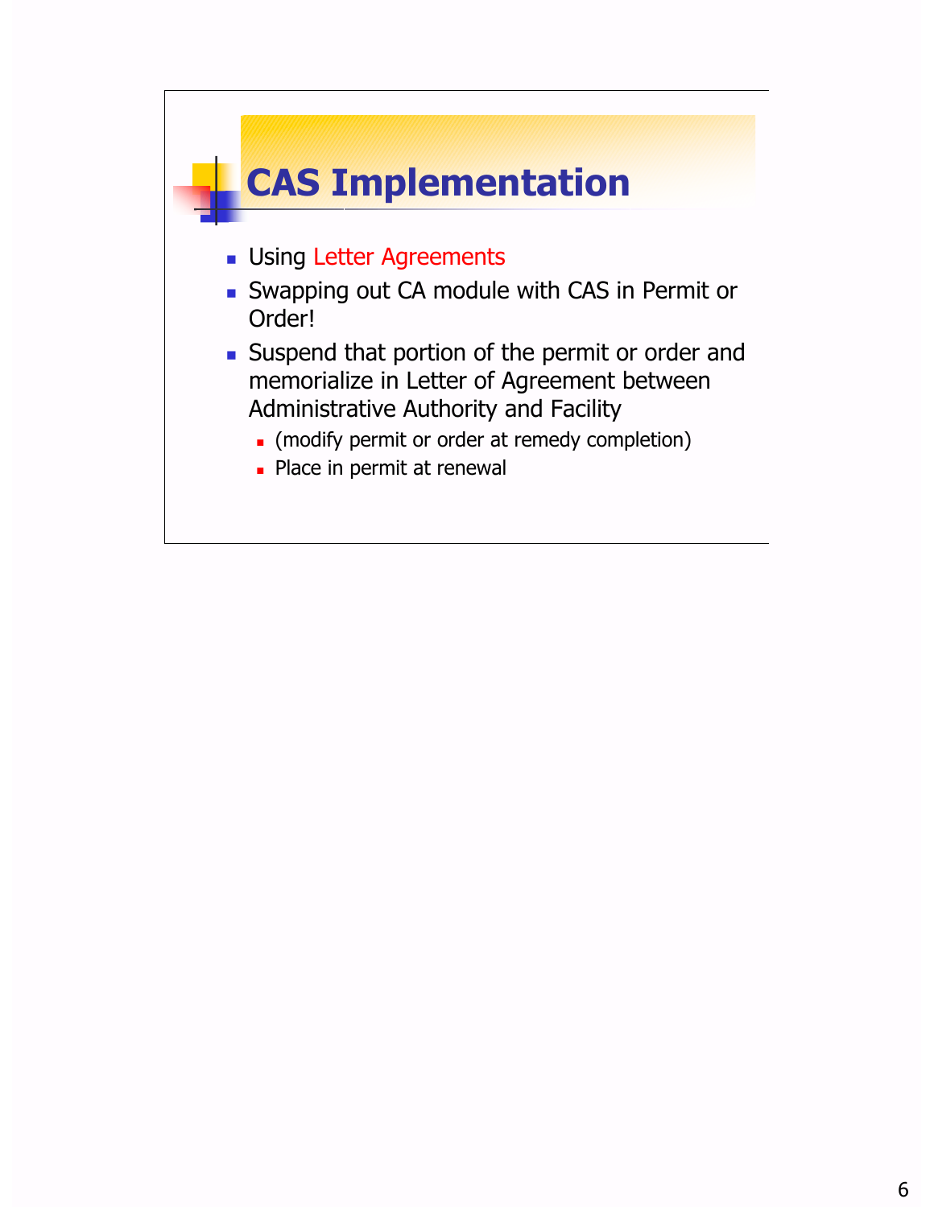# CAS Implementation

- Using Letter Agreements
- Swapping out CA module with CAS in Permit or Order!
- Suspend that portion of the permit or order and memorialize in Letter of Agreement between Administrative Authority and Facility
  - (modify permit or order at remedy completion)
  - Place in permit at renewal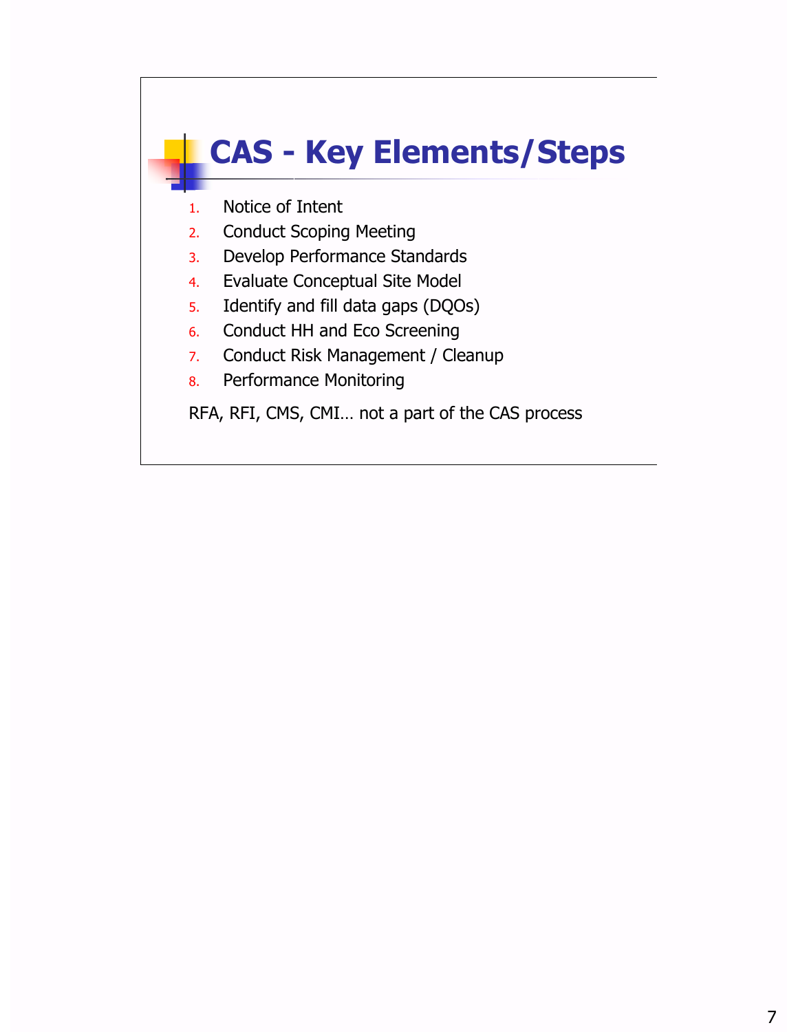# CAS - Key Elements/Steps

1. Notice of Intent
2. Conduct Scoping Meeting
3. Develop Performance Standards
4. Evaluate Conceptual Site Model
5. Identify and fill data gaps (DQOs)
6. Conduct HH and Eco Screening
7. Conduct Risk Management / Cleanup
8. Performance Monitoring

RFA, RFI, CMS, CMI… not a part of the CAS process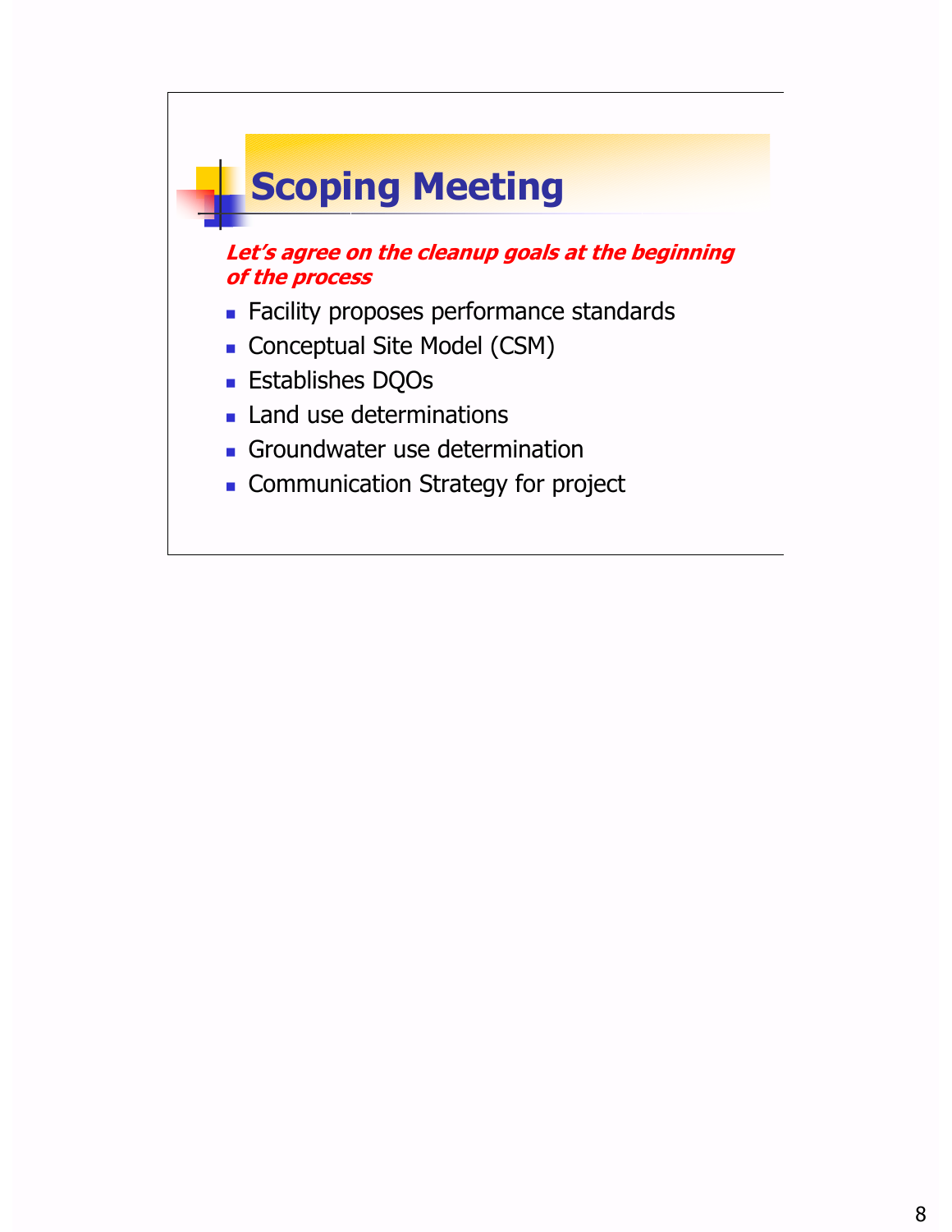# Scoping Meeting

***Let's agree on the cleanup goals at the beginning of the process***

- Facility proposes performance standards
- Conceptual Site Model (CSM)
- Establishes DQOs
- Land use determinations
- Groundwater use determination
- Communication Strategy for project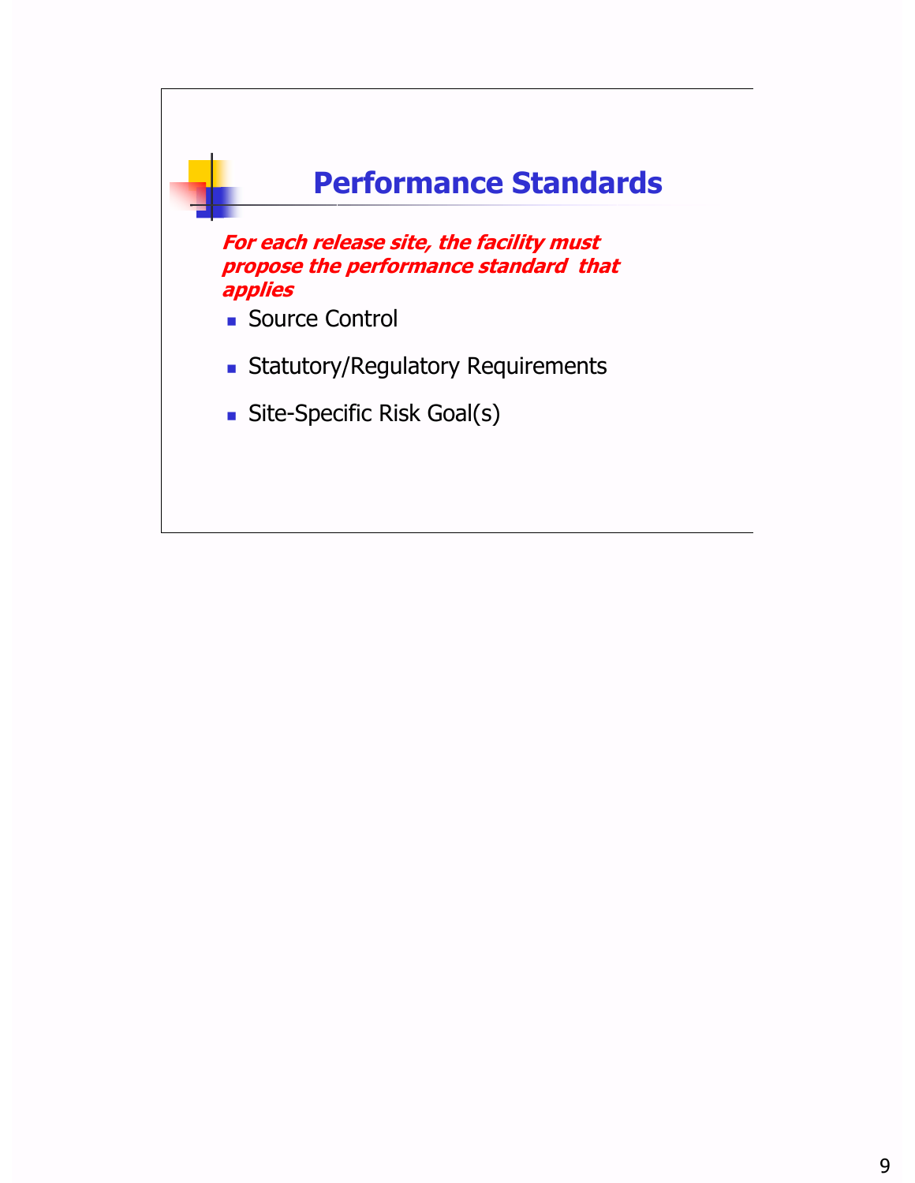# Performance Standards

***For each release site, the facility must propose the performance standard that applies***

- Source Control
- Statutory/Regulatory Requirements
- Site-Specific Risk Goal(s)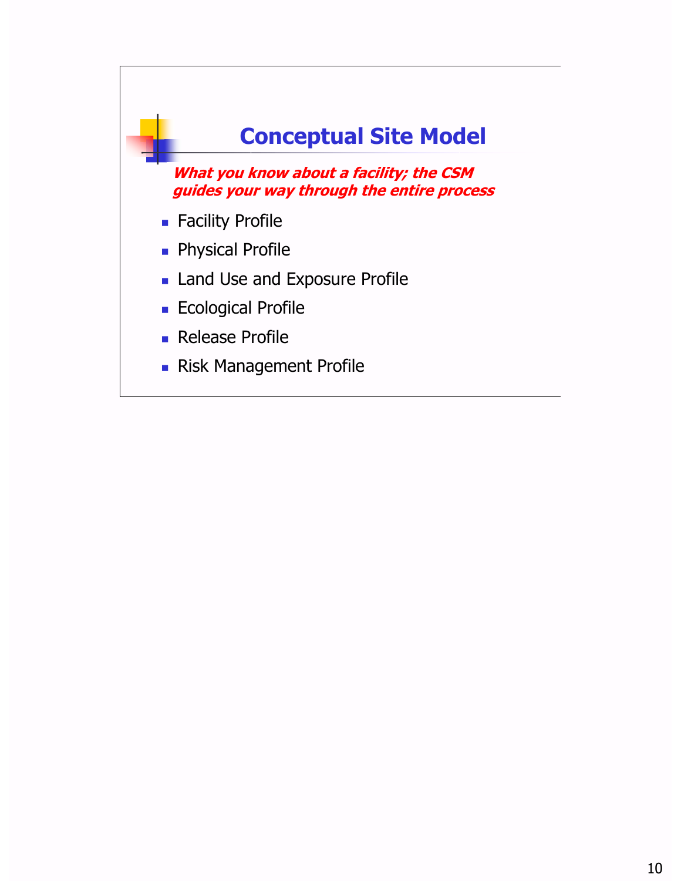# Conceptual Site Model

***What you know about a facility; the CSM guides your way through the entire process***

- Facility Profile
- Physical Profile
- Land Use and Exposure Profile
- Ecological Profile
- Release Profile
- Risk Management Profile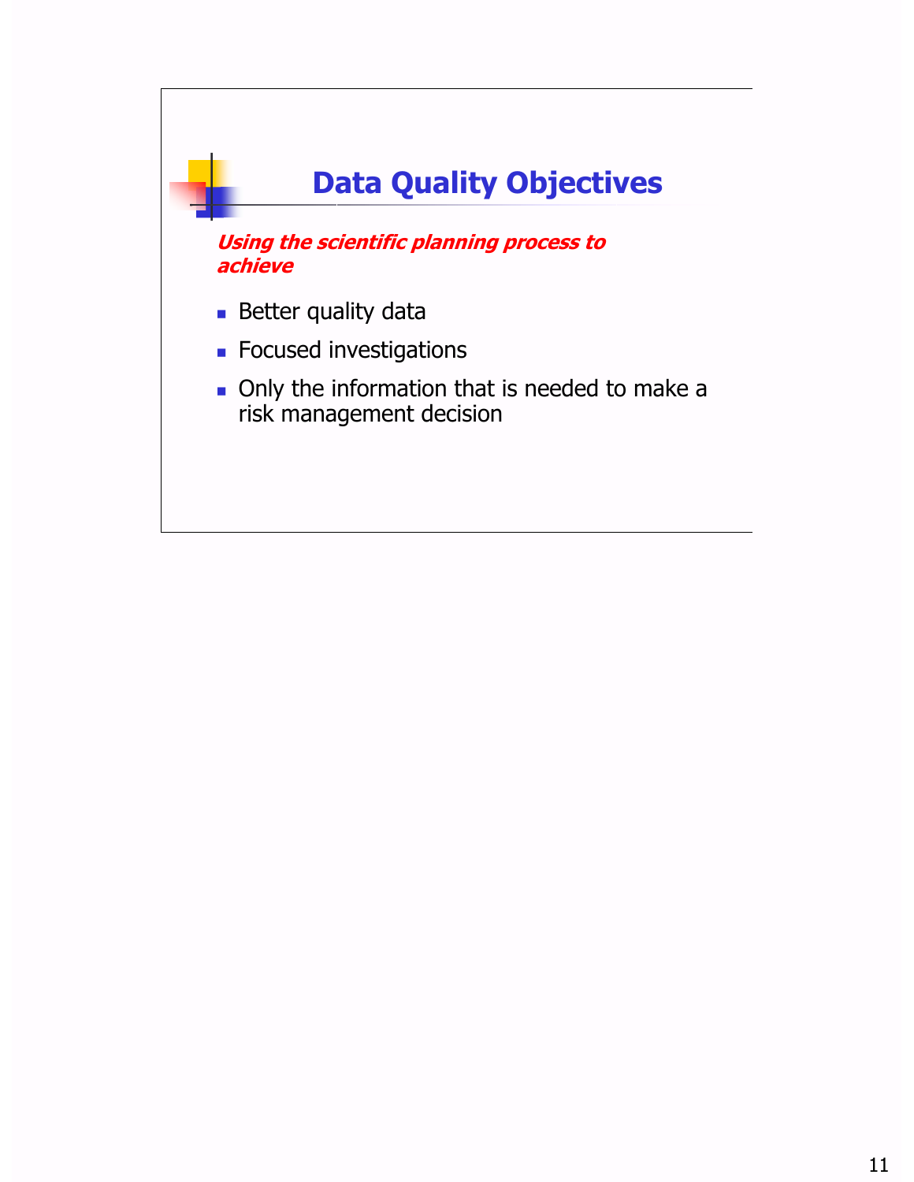# Data Quality Objectives

***Using the scientific planning process to achieve***

- Better quality data
- Focused investigations
- Only the information that is needed to make a risk management decision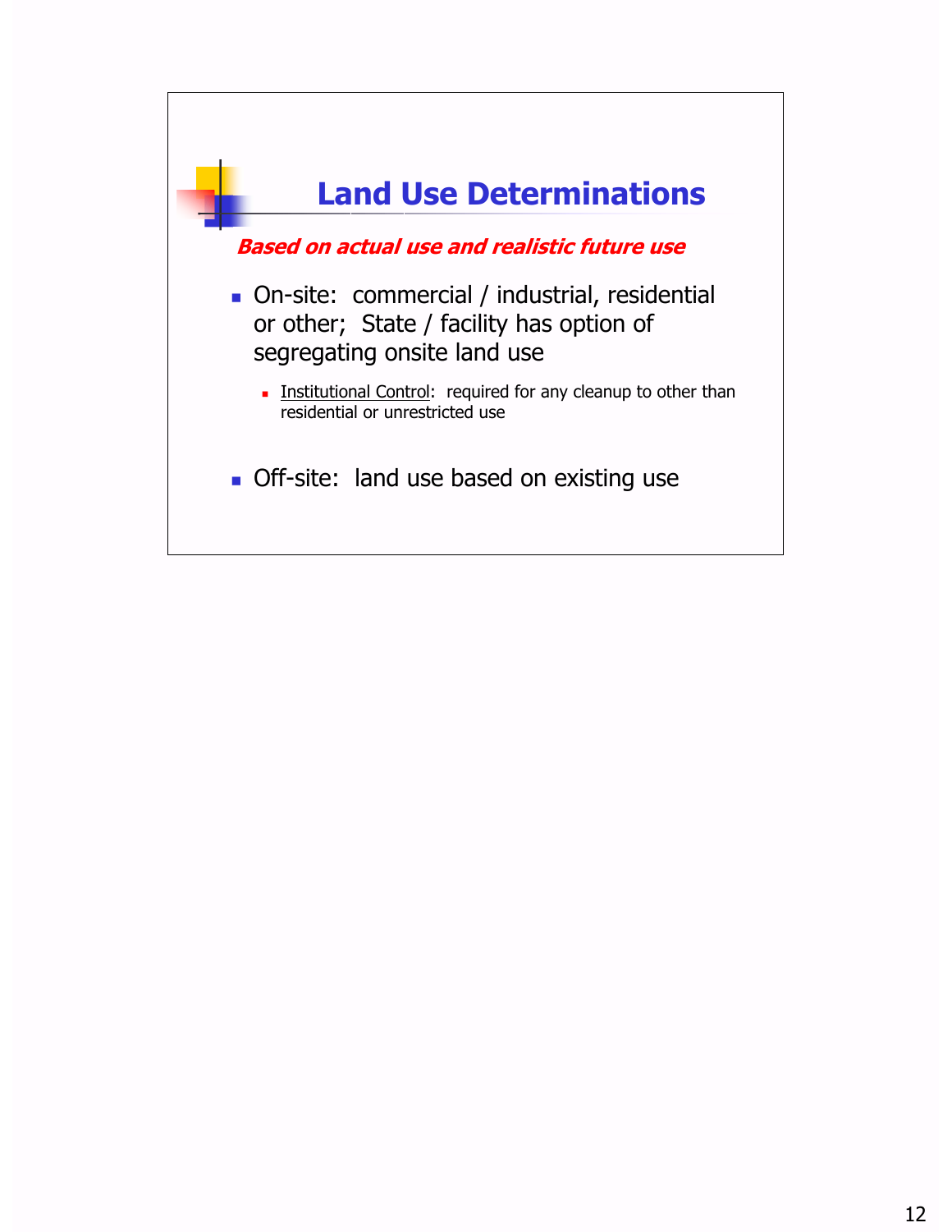# Land Use Determinations

***Based on actual use and realistic future use***

- On-site: commercial / industrial, residential or other; State / facility has option of segregating onsite land use
  - Institutional Control: required for any cleanup to other than residential or unrestricted use

- Off-site: land use based on existing use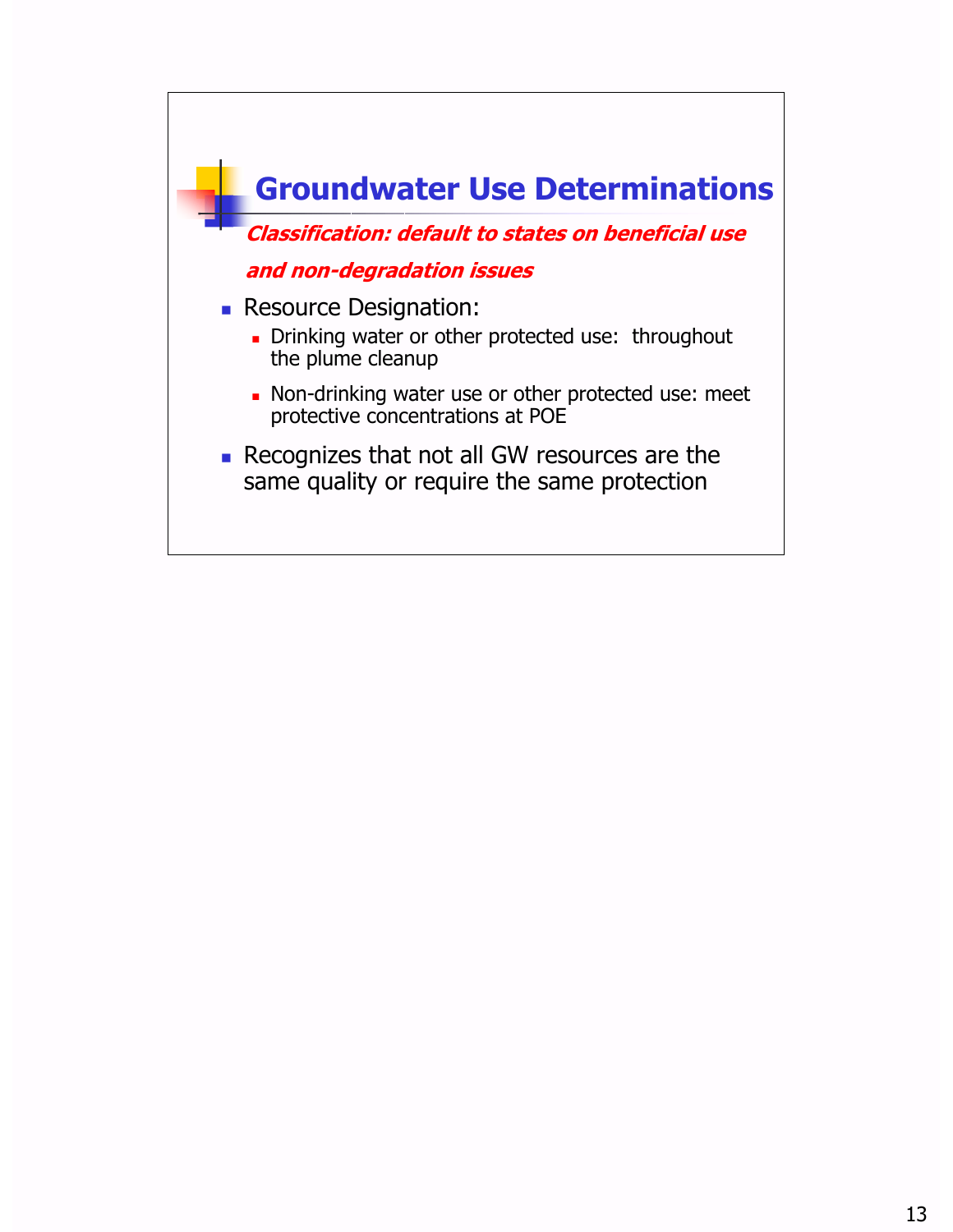# Groundwater Use Determinations

***Classification: default to states on beneficial use and non-degradation issues***

- Resource Designation:
  - Drinking water or other protected use: throughout the plume cleanup
  - Non-drinking water use or other protected use: meet protective concentrations at POE
- Recognizes that not all GW resources are the same quality or require the same protection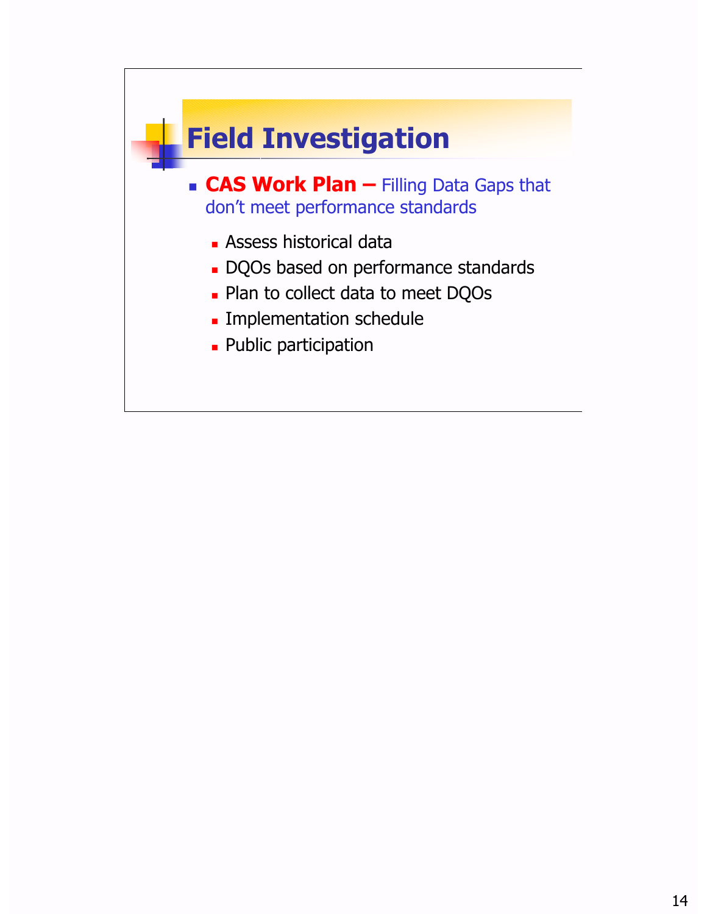# Field Investigation

- **CAS Work Plan –** Filling Data Gaps that don't meet performance standards
  - Assess historical data
  - DQOs based on performance standards
  - Plan to collect data to meet DQOs
  - Implementation schedule
  - Public participation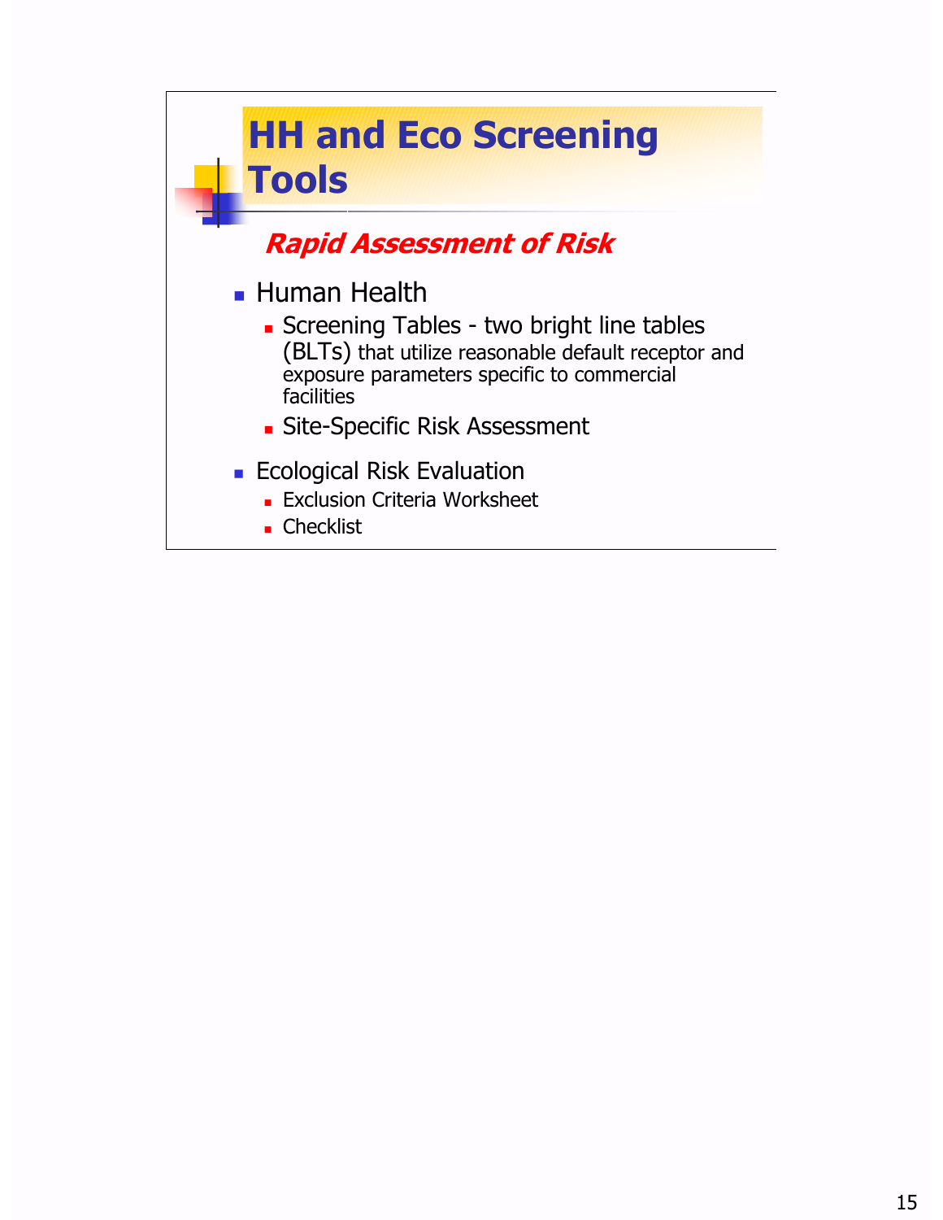# HH and Eco Screening Tools

***Rapid Assessment of Risk***

- Human Health
  - Screening Tables - two bright line tables (BLTs) that utilize reasonable default receptor and exposure parameters specific to commercial facilities
  - Site-Specific Risk Assessment
- Ecological Risk Evaluation
  - Exclusion Criteria Worksheet
  - Checklist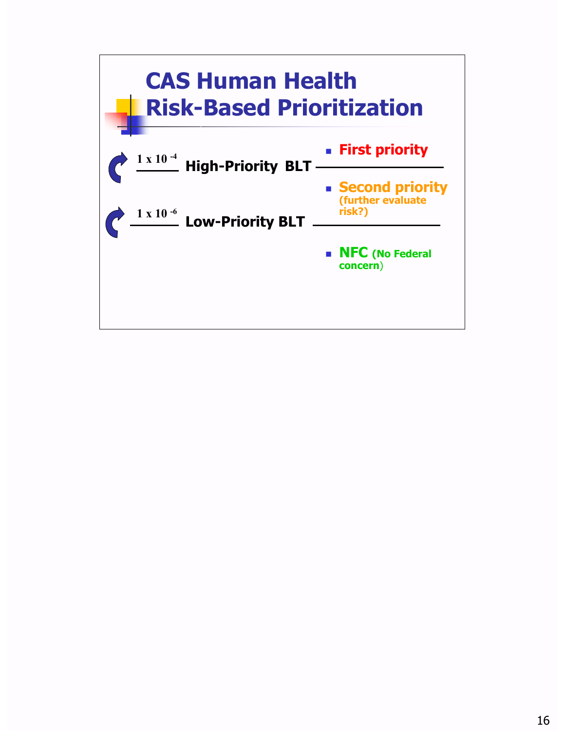# CAS Human Health Risk-Based Prioritization

$1 \times 10^{-4}$ High-Priority BLT

- First priority

- Second priority (further evaluate risk?)

$1 \times 10^{-6}$ Low-Priority BLT

- NFC (No Federal concern)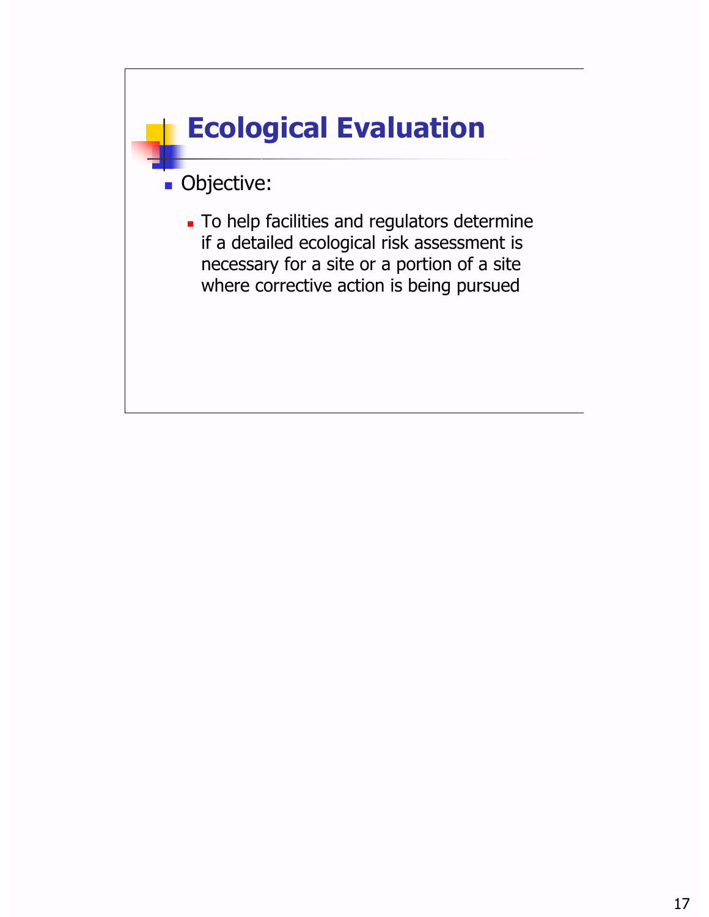# Ecological Evaluation

- Objective:
  - To help facilities and regulators determine if a detailed ecological risk assessment is necessary for a site or a portion of a site where corrective action is being pursued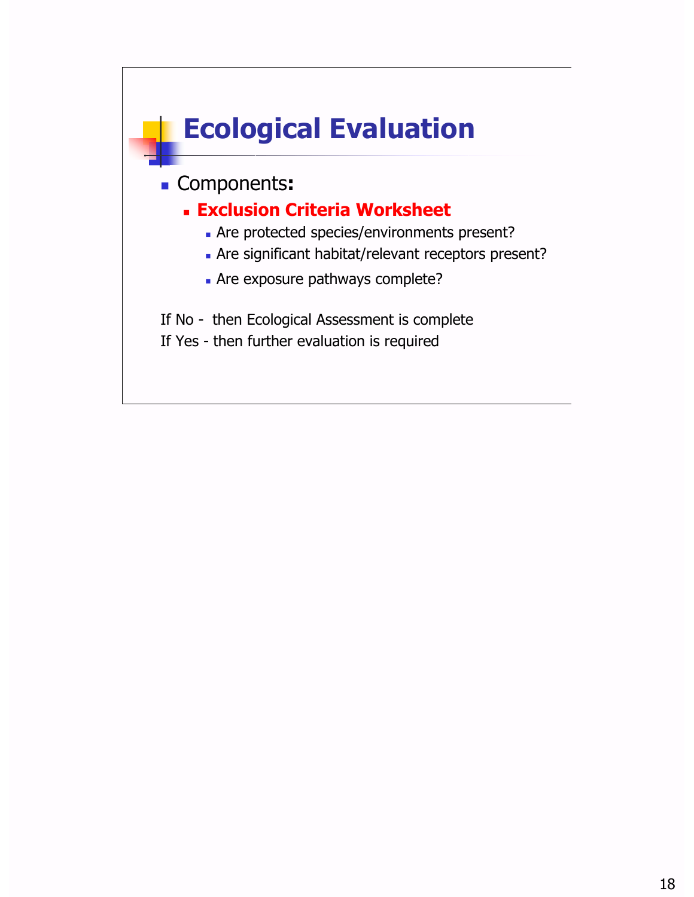# Ecological Evaluation

- Components**:**
  - **Exclusion Criteria Worksheet**
    - Are protected species/environments present?
    - Are significant habitat/relevant receptors present?
    - Are exposure pathways complete?

If No - then Ecological Assessment is complete

If Yes - then further evaluation is required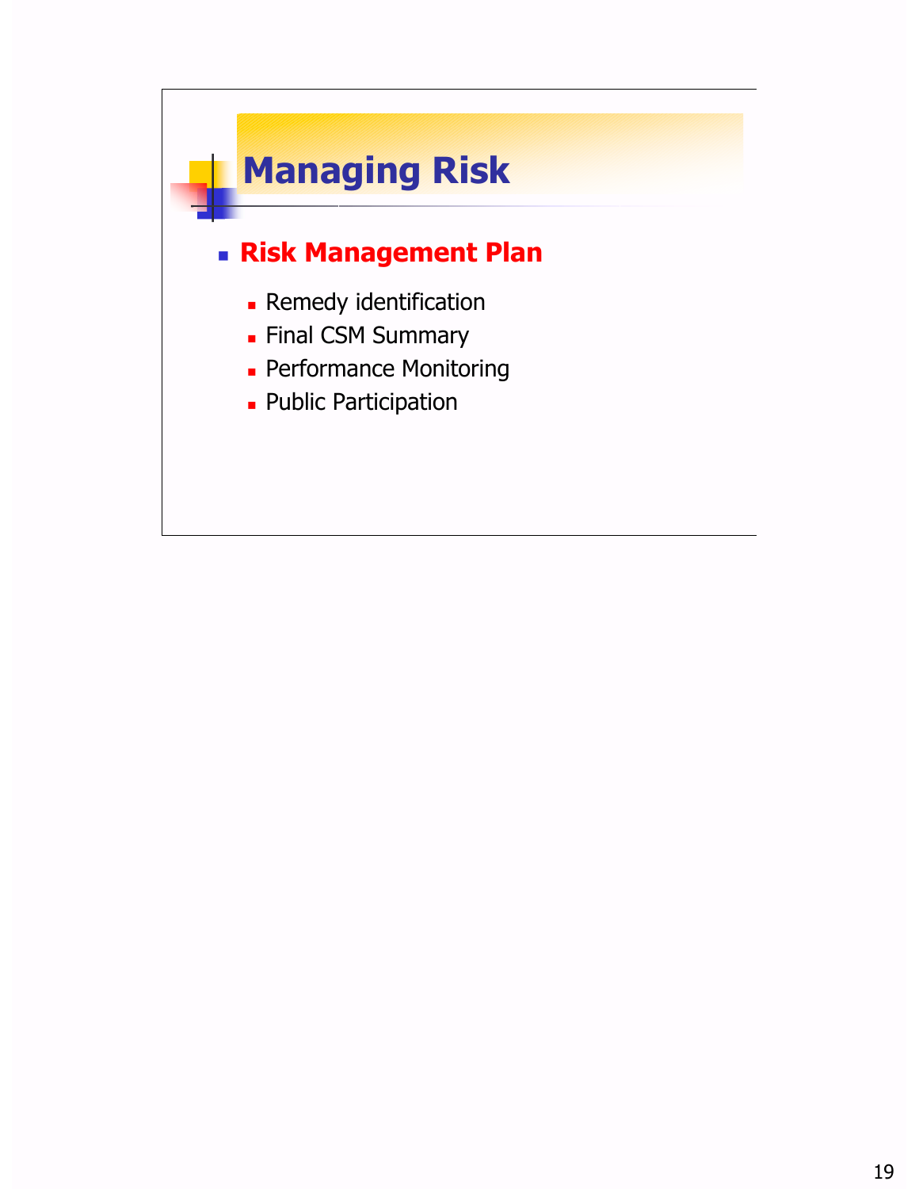# Managing Risk

- **Risk Management Plan**
  - Remedy identification
  - Final CSM Summary
  - Performance Monitoring
  - Public Participation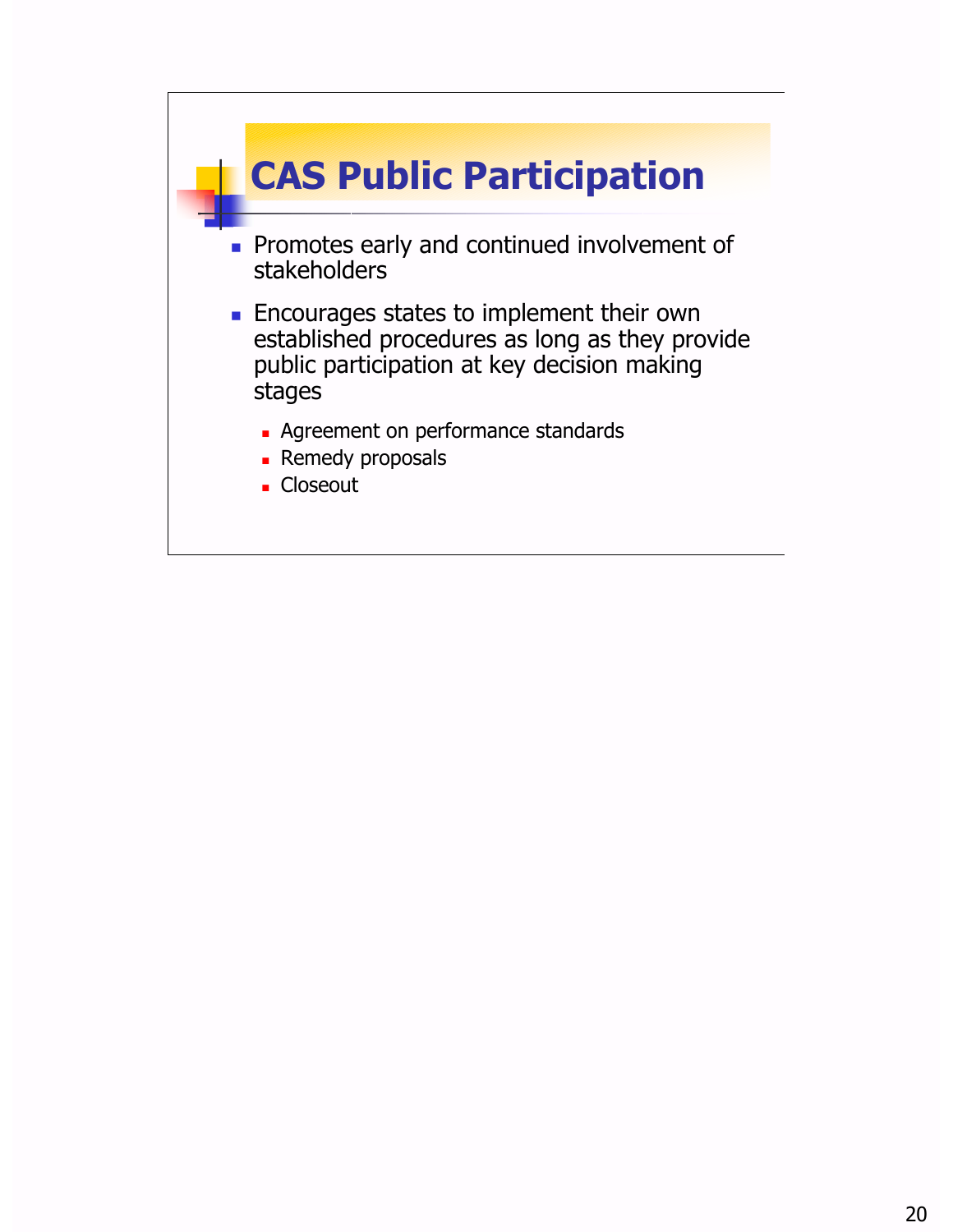# CAS Public Participation

- Promotes early and continued involvement of stakeholders
- Encourages states to implement their own established procedures as long as they provide public participation at key decision making stages
  - Agreement on performance standards
  - Remedy proposals
  - Closeout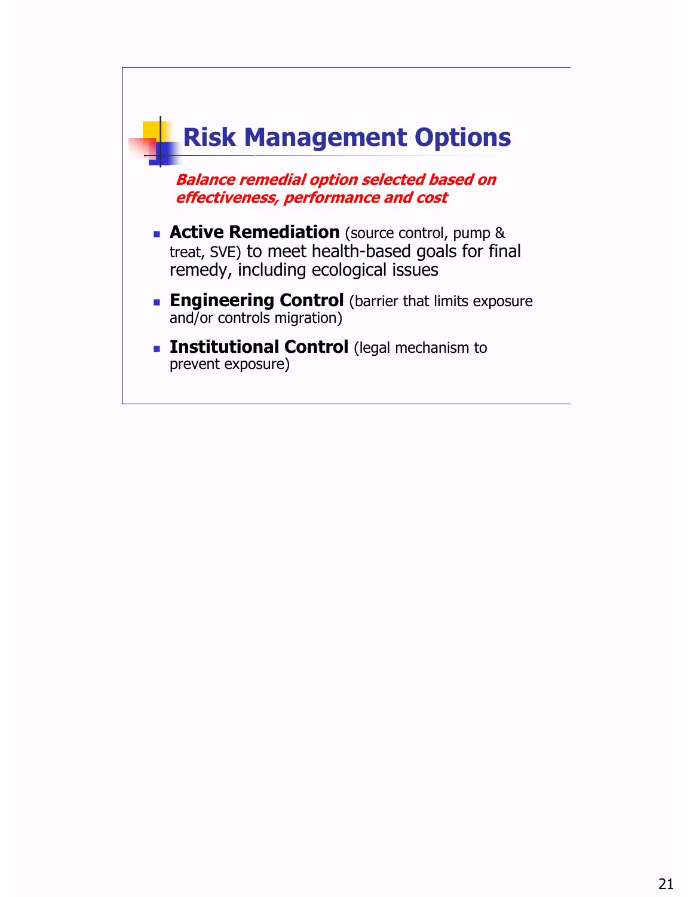## Risk Management Options

***Balance remedial option selected based on effectiveness, performance and cost***

- **Active Remediation** (source control, pump & treat, SVE) to meet health-based goals for final remedy, including ecological issues
- **Engineering Control** (barrier that limits exposure and/or controls migration)
- **Institutional Control** (legal mechanism to prevent exposure)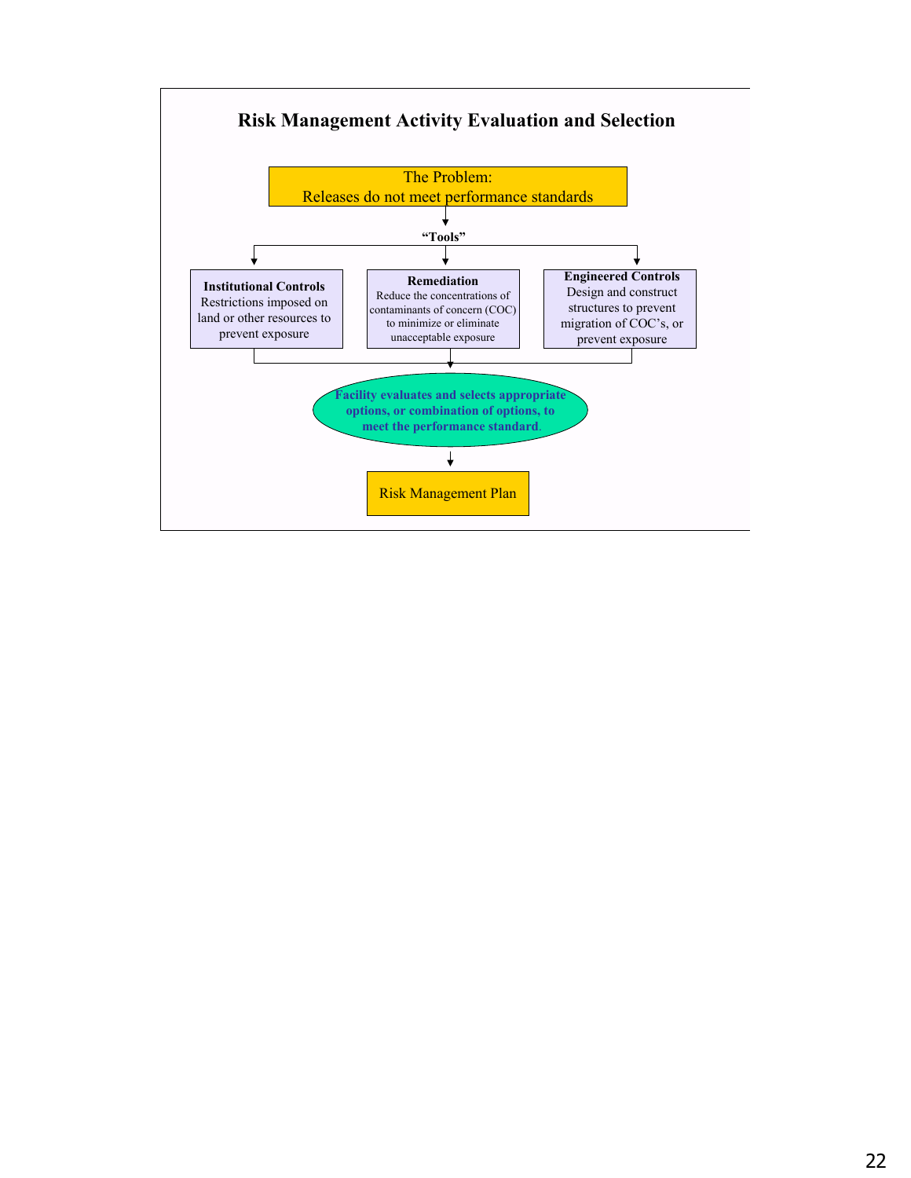## Risk Management Activity Evaluation and Selection

**The Problem:**
Releases do not meet performance standards

**"Tools"**

- **Institutional Controls** — Restrictions imposed on land or other resources to prevent exposure
- **Remediation** — Reduce the concentrations of contaminants of concern (COC) to minimize or eliminate unacceptable exposure
- **Engineered Controls** — Design and construct structures to prevent migration of COC's, or prevent exposure

**Facility evaluates and selects appropriate options, or combination of options, to meet the performance standard.**

Risk Management Plan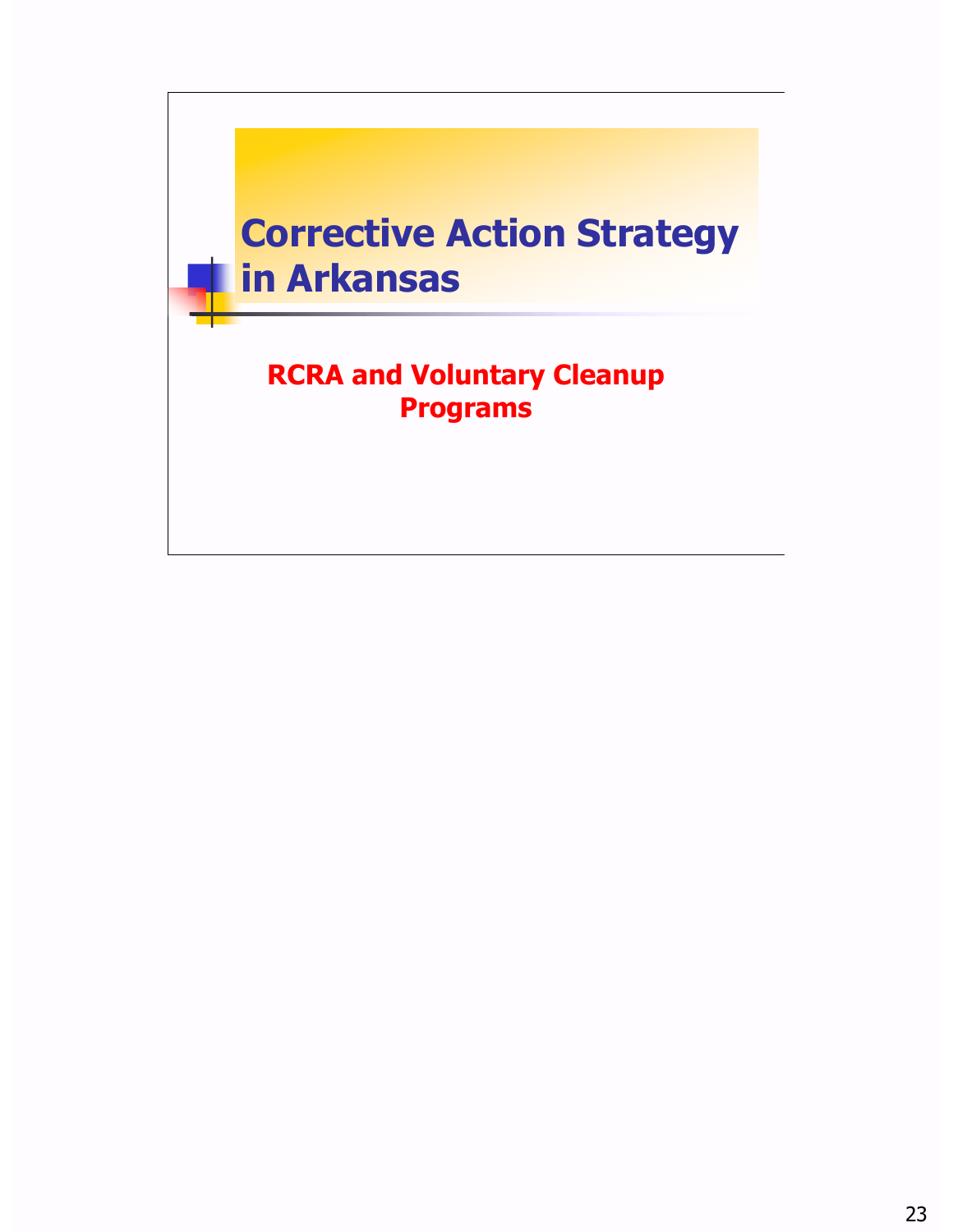# Corrective Action Strategy in Arkansas

**RCRA and Voluntary Cleanup Programs**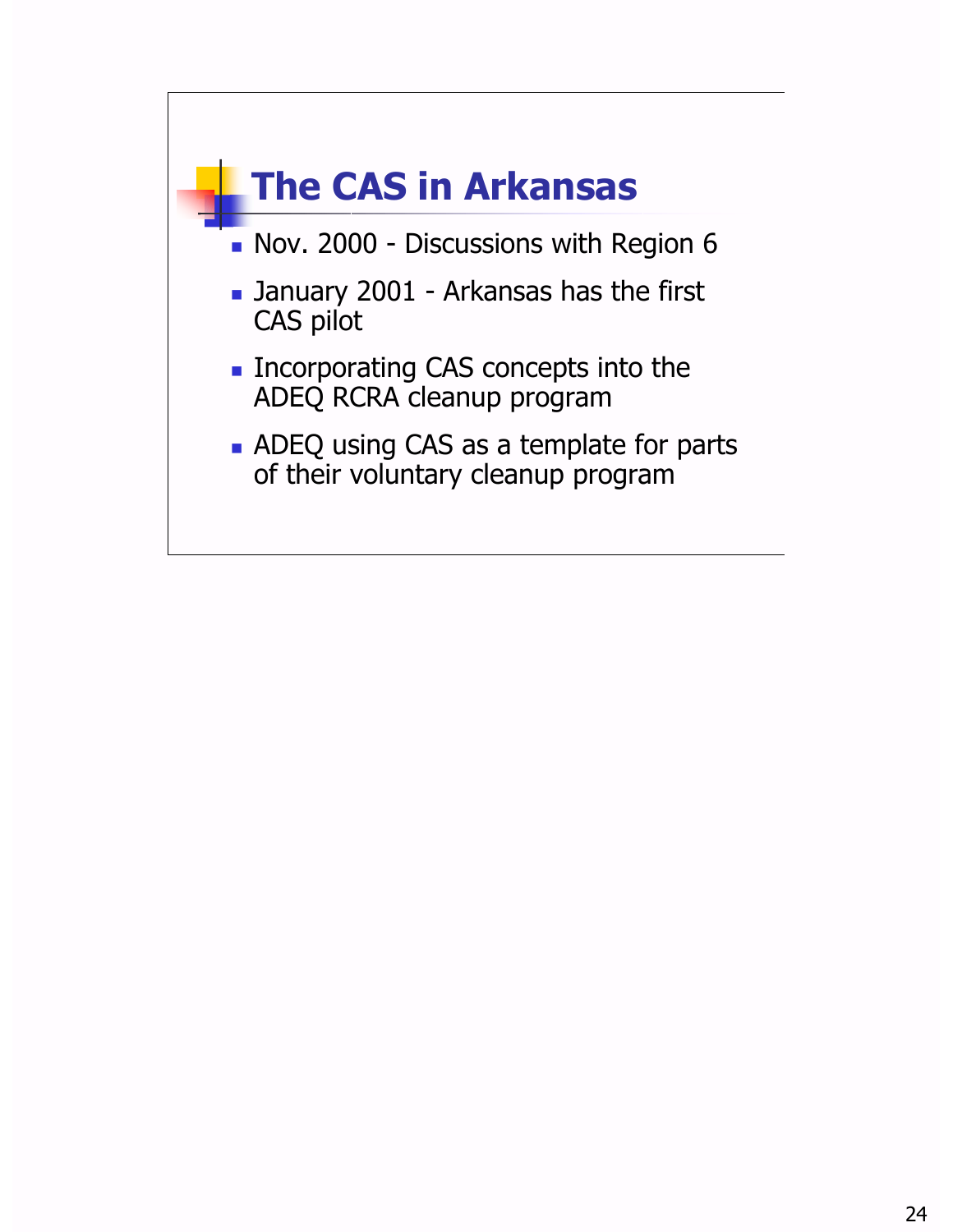# The CAS in Arkansas

- Nov. 2000 - Discussions with Region 6
- January 2001 - Arkansas has the first CAS pilot
- Incorporating CAS concepts into the ADEQ RCRA cleanup program
- ADEQ using CAS as a template for parts of their voluntary cleanup program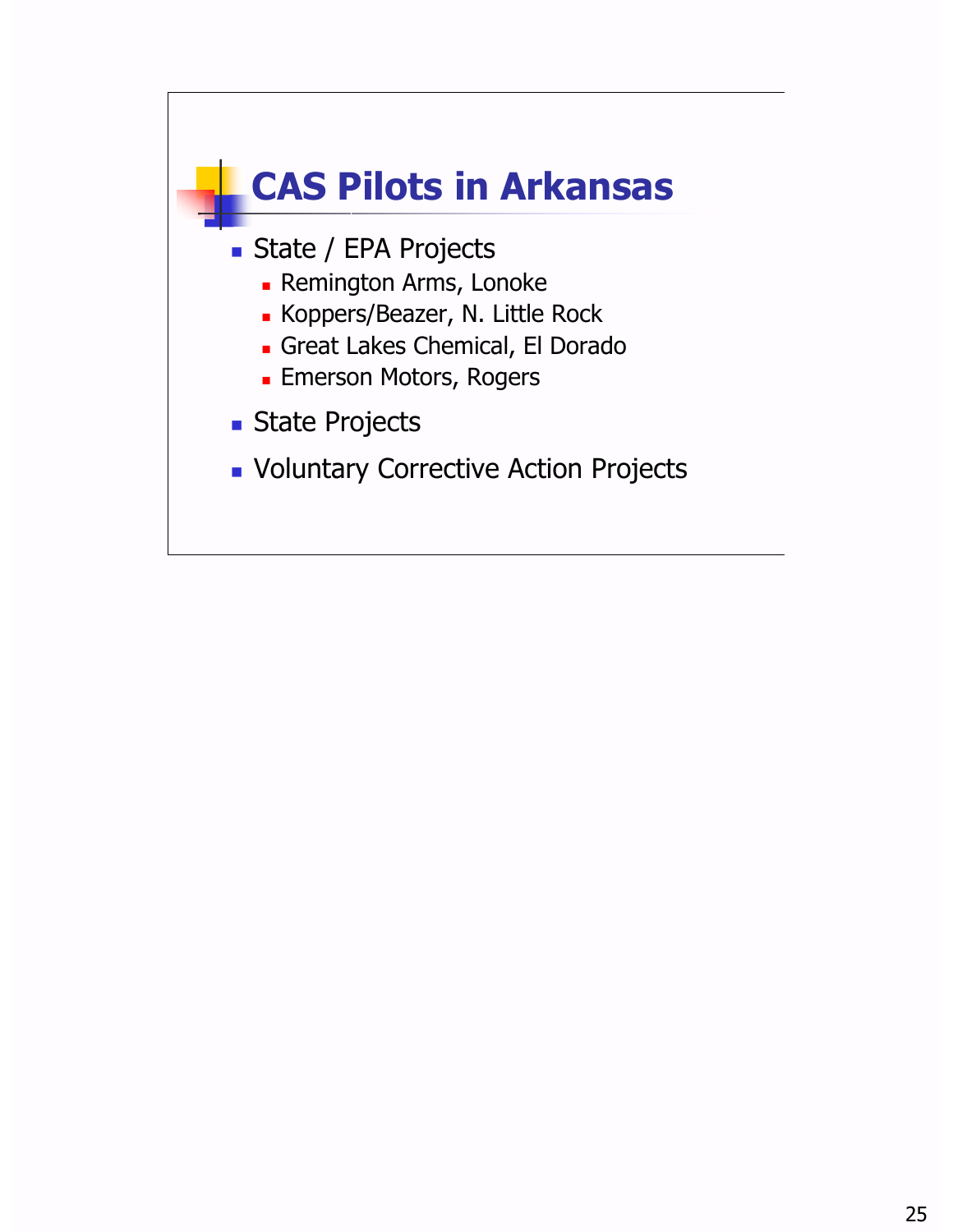# CAS Pilots in Arkansas

- State / EPA Projects
  - Remington Arms, Lonoke
  - Koppers/Beazer, N. Little Rock
  - Great Lakes Chemical, El Dorado
  - Emerson Motors, Rogers
- State Projects
- Voluntary Corrective Action Projects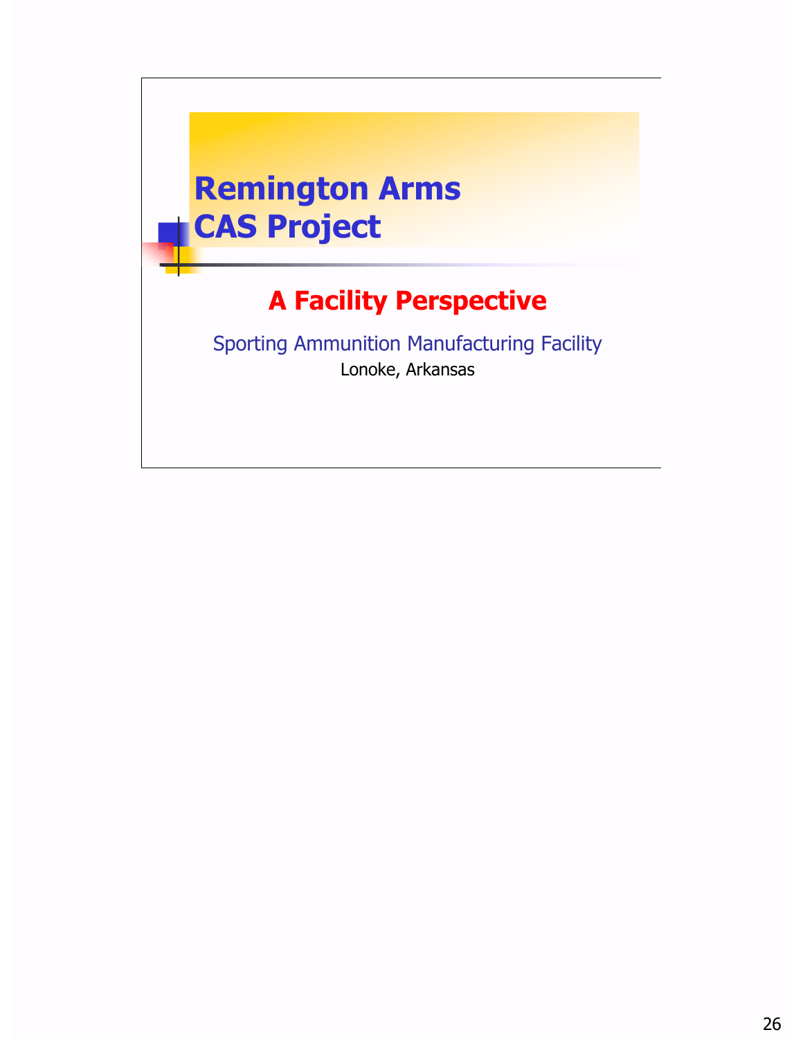# Remington Arms CAS Project

## A Facility Perspective

Sporting Ammunition Manufacturing Facility

Lonoke, Arkansas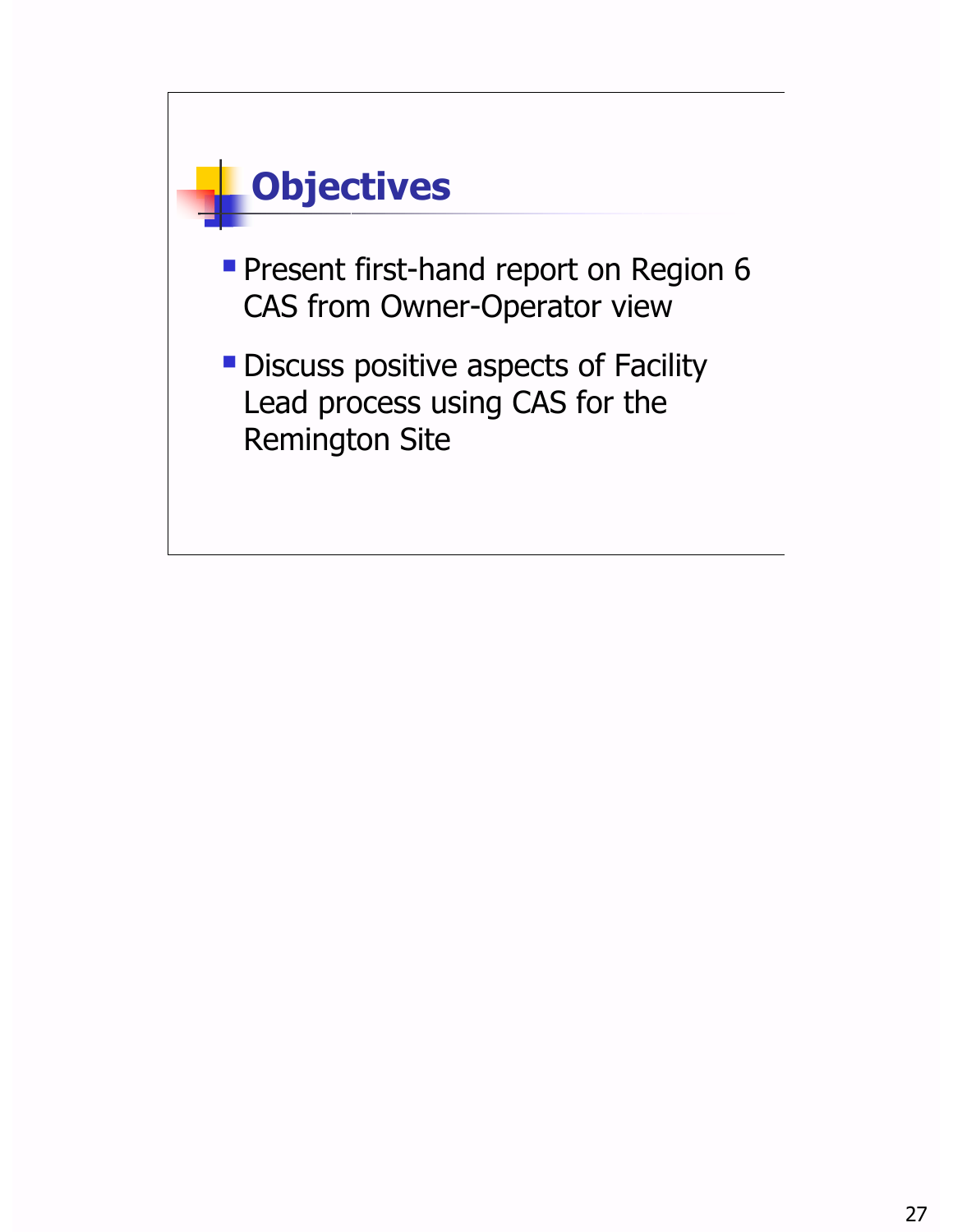# Objectives

- Present first-hand report on Region 6 CAS from Owner-Operator view
- Discuss positive aspects of Facility Lead process using CAS for the Remington Site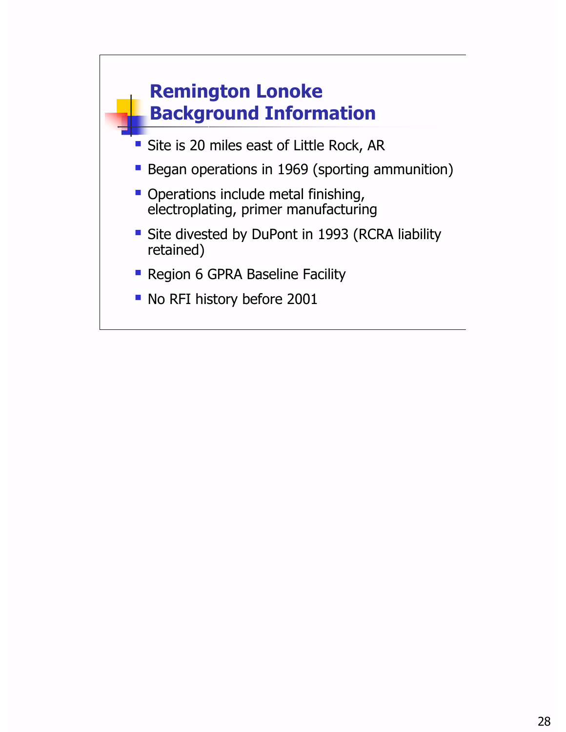## Remington Lonoke Background Information

- Site is 20 miles east of Little Rock, AR
- Began operations in 1969 (sporting ammunition)
- Operations include metal finishing, electroplating, primer manufacturing
- Site divested by DuPont in 1993 (RCRA liability retained)
- Region 6 GPRA Baseline Facility
- No RFI history before 2001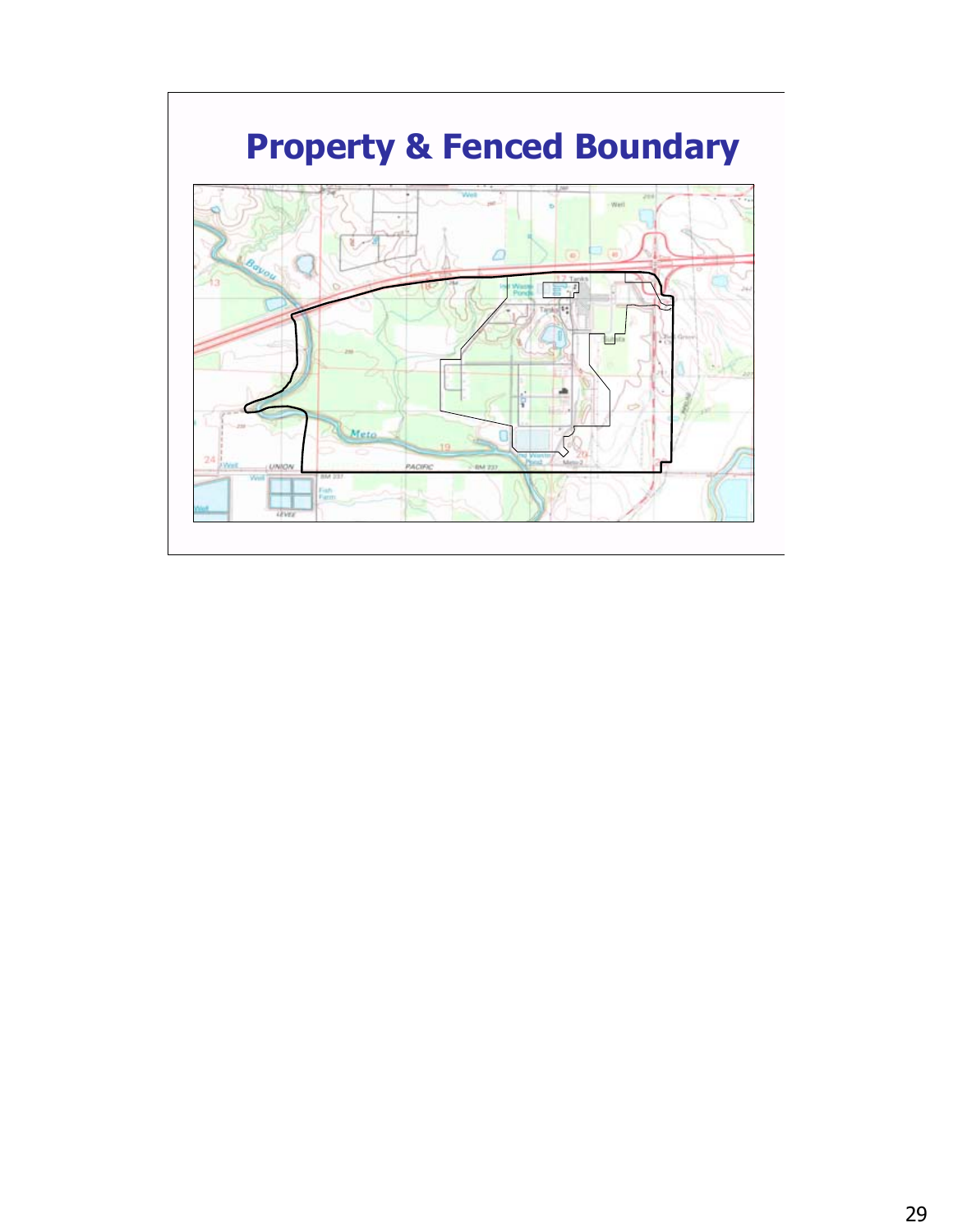# Property & Fenced Boundary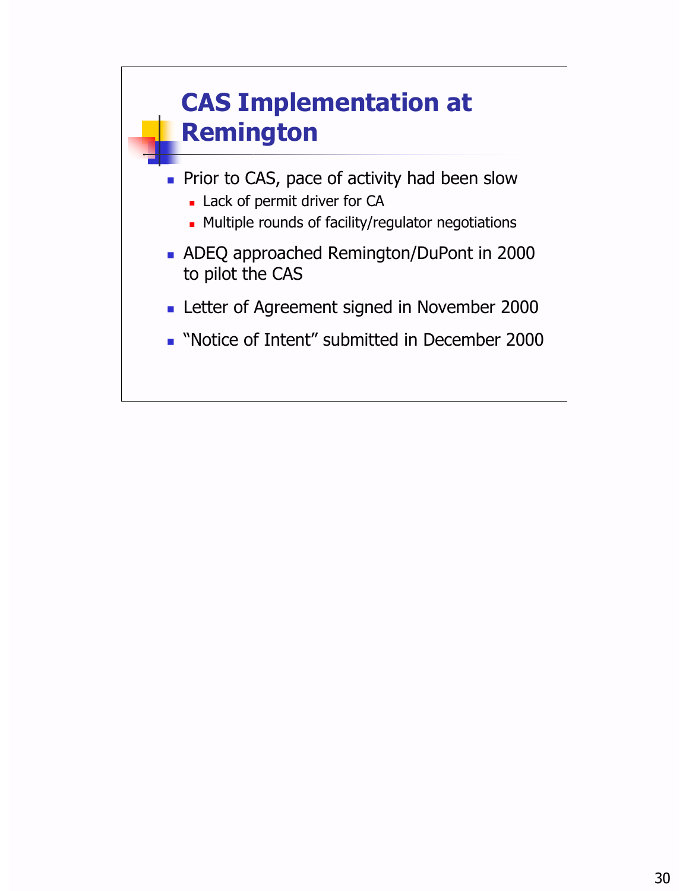# CAS Implementation at Remington

- Prior to CAS, pace of activity had been slow
  - Lack of permit driver for CA
  - Multiple rounds of facility/regulator negotiations
- ADEQ approached Remington/DuPont in 2000 to pilot the CAS
- Letter of Agreement signed in November 2000
- "Notice of Intent" submitted in December 2000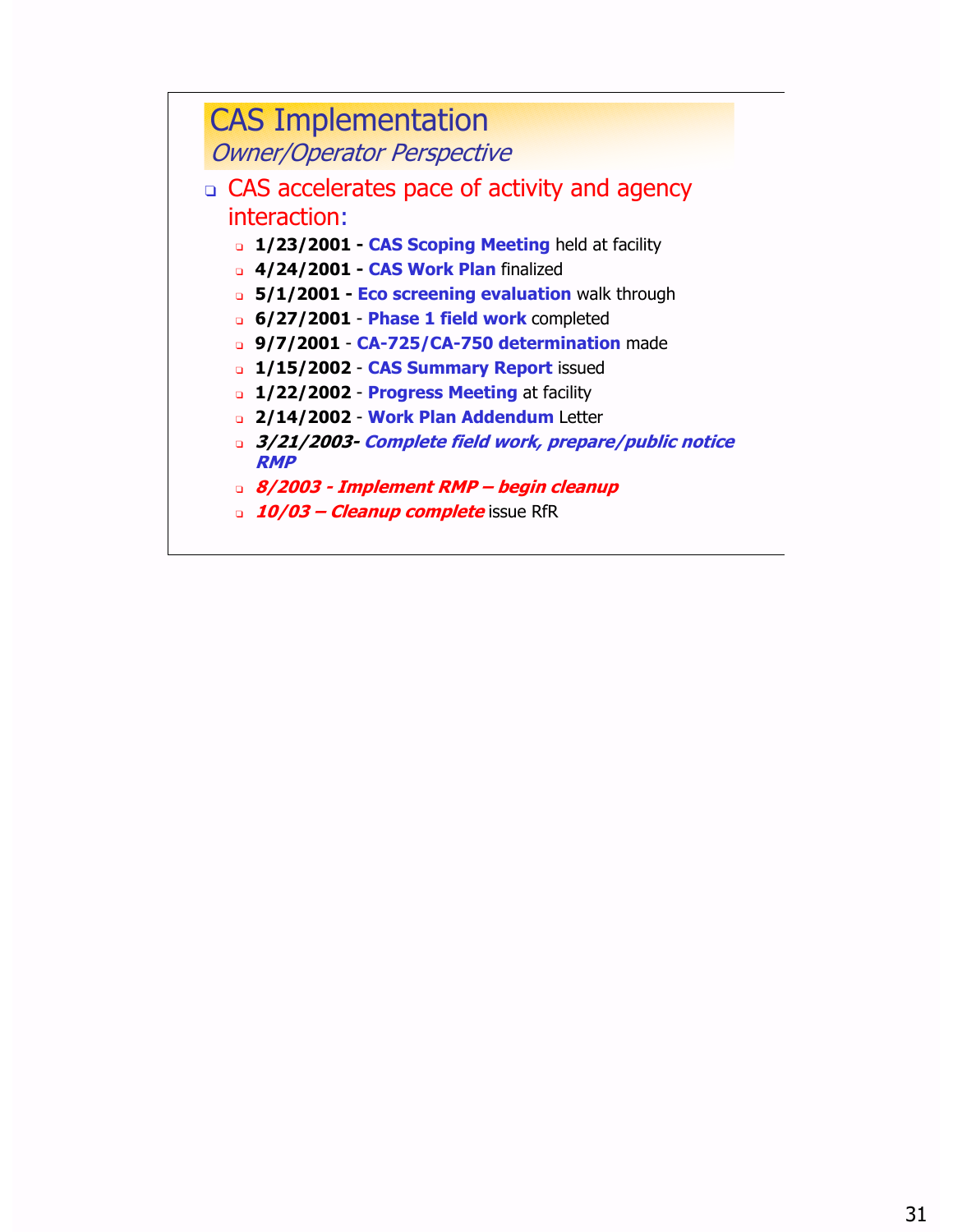# CAS Implementation

*Owner/Operator Perspective*

- CAS accelerates pace of activity and agency interaction:
  - **1/23/2001 - CAS Scoping Meeting** held at facility
  - **4/24/2001 - CAS Work Plan** finalized
  - **5/1/2001 - Eco screening evaluation** walk through
  - **6/27/2001** - **Phase 1 field work** completed
  - **9/7/2001** - **CA-725/CA-750 determination** made
  - **1/15/2002** - **CAS Summary Report** issued
  - **1/22/2002** - **Progress Meeting** at facility
  - **2/14/2002** - **Work Plan Addendum** Letter
  - ***3/21/2003- Complete field work, prepare/public notice RMP***
  - ***8/2003 - Implement RMP – begin cleanup***
  - ***10/03 – Cleanup complete*** issue RfR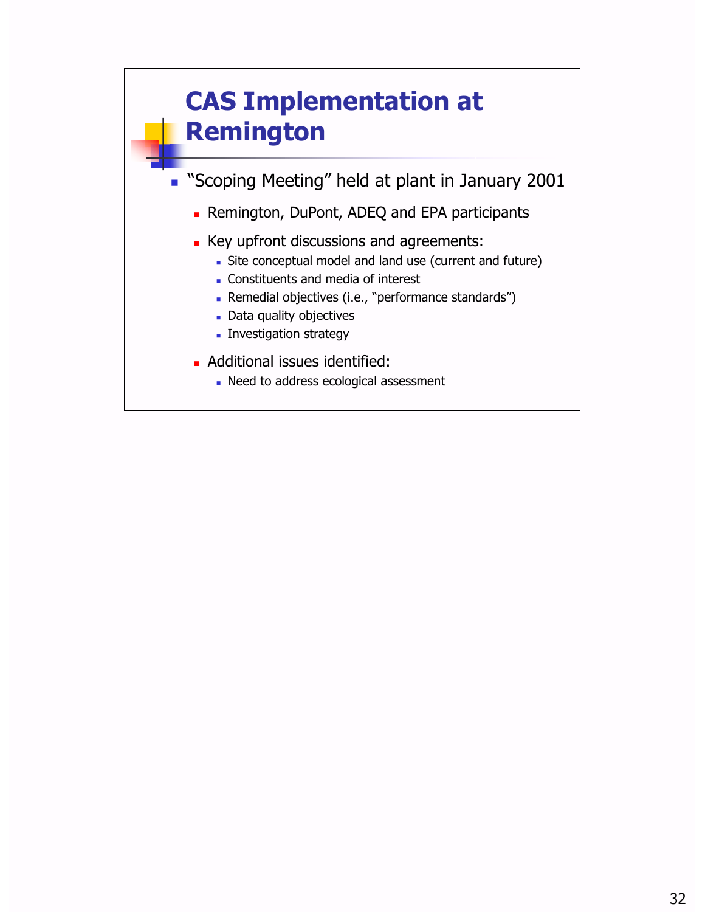# CAS Implementation at Remington

- “Scoping Meeting” held at plant in January 2001
  - Remington, DuPont, ADEQ and EPA participants
  - Key upfront discussions and agreements:
    - Site conceptual model and land use (current and future)
    - Constituents and media of interest
    - Remedial objectives (i.e., “performance standards”)
    - Data quality objectives
    - Investigation strategy
  - Additional issues identified:
    - Need to address ecological assessment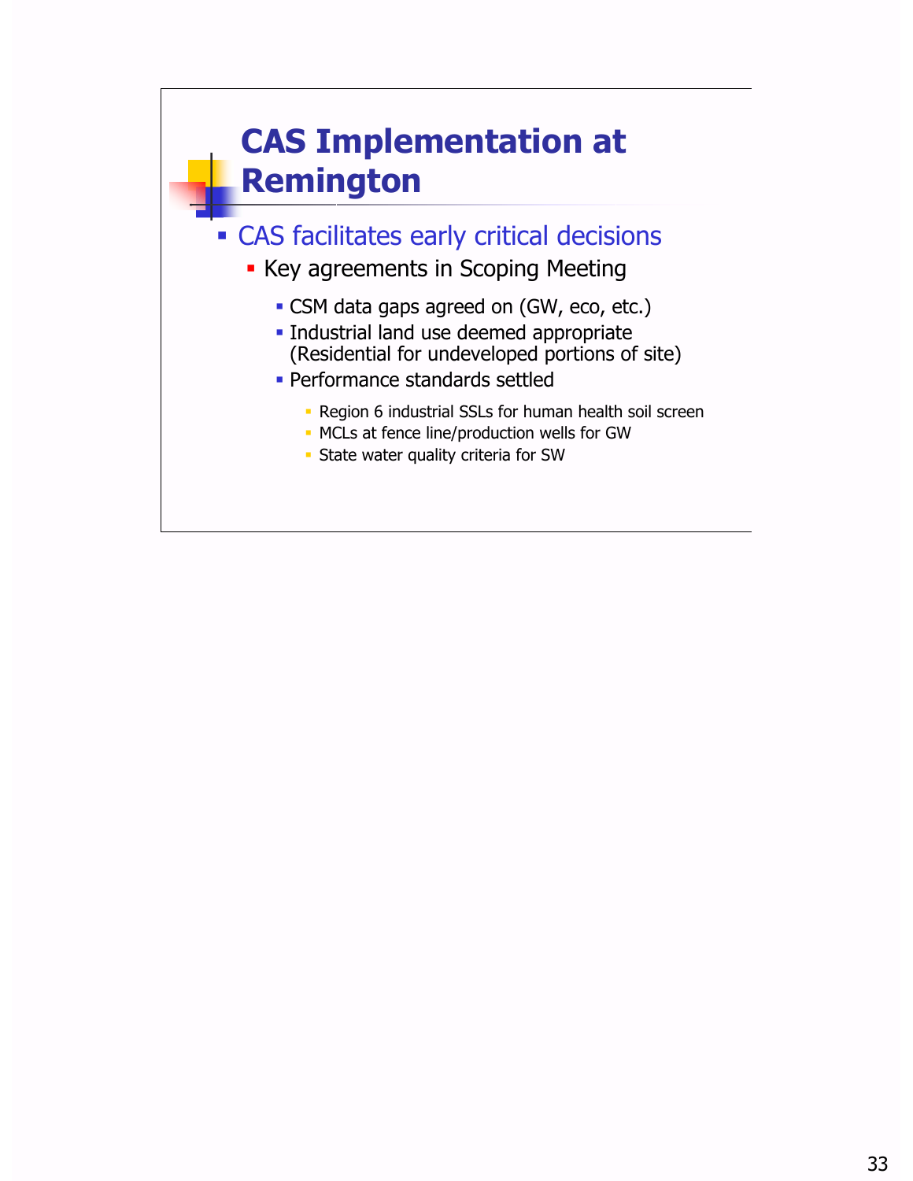# CAS Implementation at Remington

- CAS facilitates early critical decisions
  - Key agreements in Scoping Meeting
    - CSM data gaps agreed on (GW, eco, etc.)
    - Industrial land use deemed appropriate (Residential for undeveloped portions of site)
    - Performance standards settled
      - Region 6 industrial SSLs for human health soil screen
      - MCLs at fence line/production wells for GW
      - State water quality criteria for SW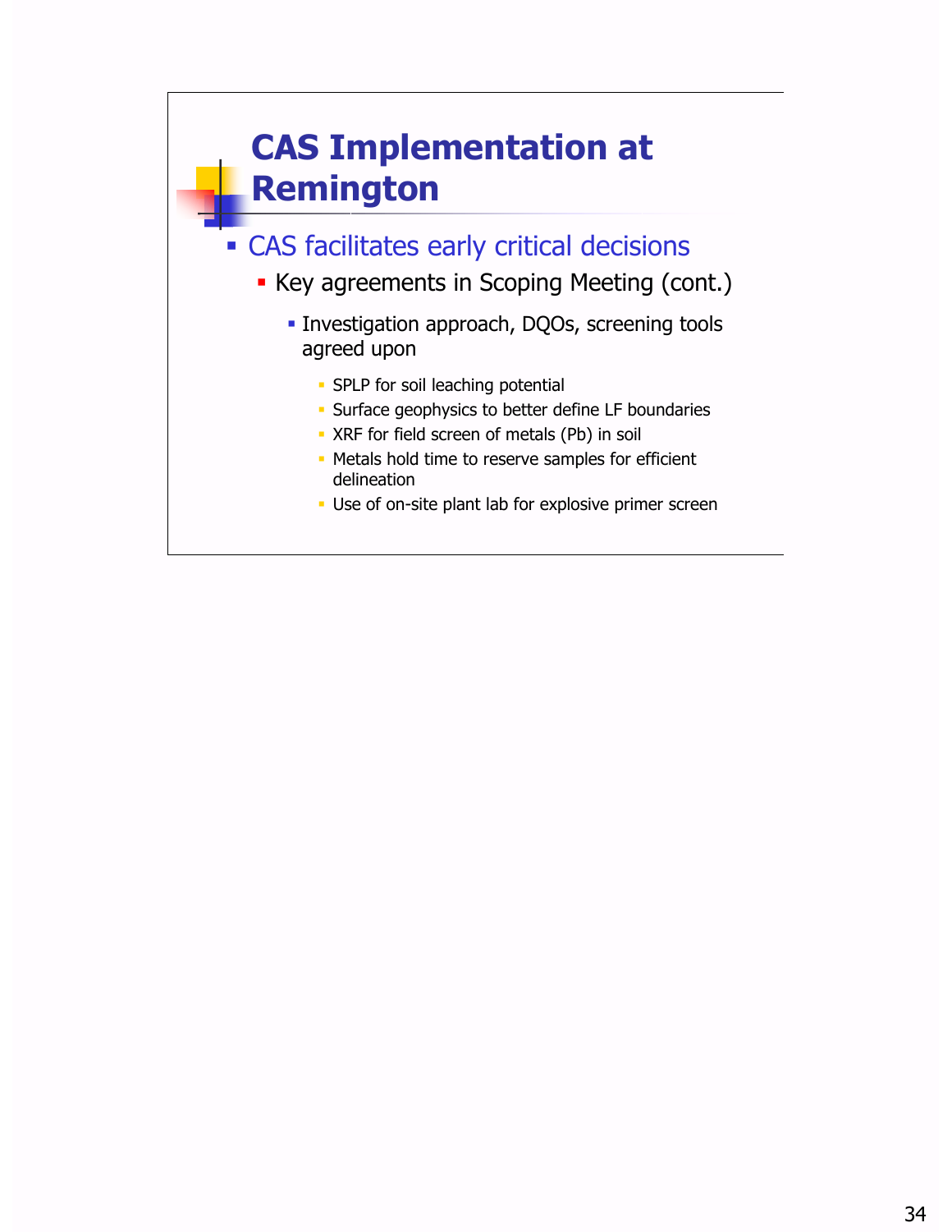# CAS Implementation at Remington

- CAS facilitates early critical decisions
  - Key agreements in Scoping Meeting (cont.)
    - Investigation approach, DQOs, screening tools agreed upon
      - SPLP for soil leaching potential
      - Surface geophysics to better define LF boundaries
      - XRF for field screen of metals (Pb) in soil
      - Metals hold time to reserve samples for efficient delineation
      - Use of on-site plant lab for explosive primer screen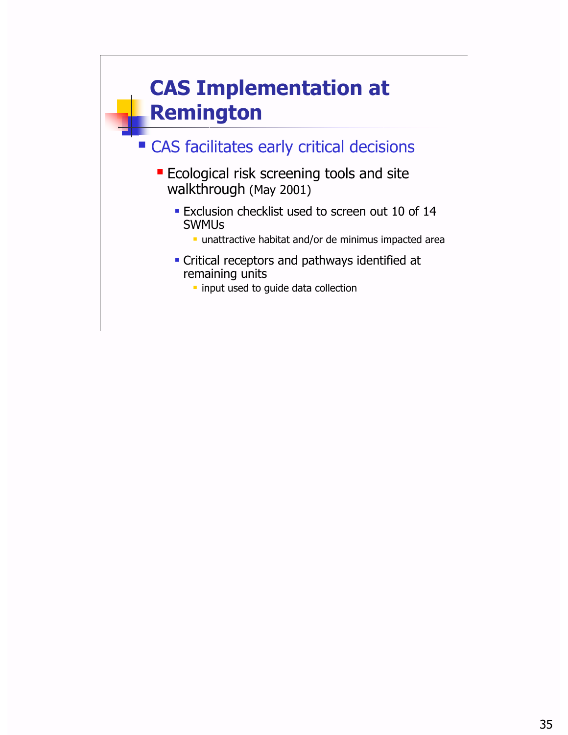# CAS Implementation at Remington

- CAS facilitates early critical decisions
  - Ecological risk screening tools and site walkthrough (May 2001)
    - Exclusion checklist used to screen out 10 of 14 SWMUs
      - unattractive habitat and/or de minimus impacted area
    - Critical receptors and pathways identified at remaining units
      - input used to guide data collection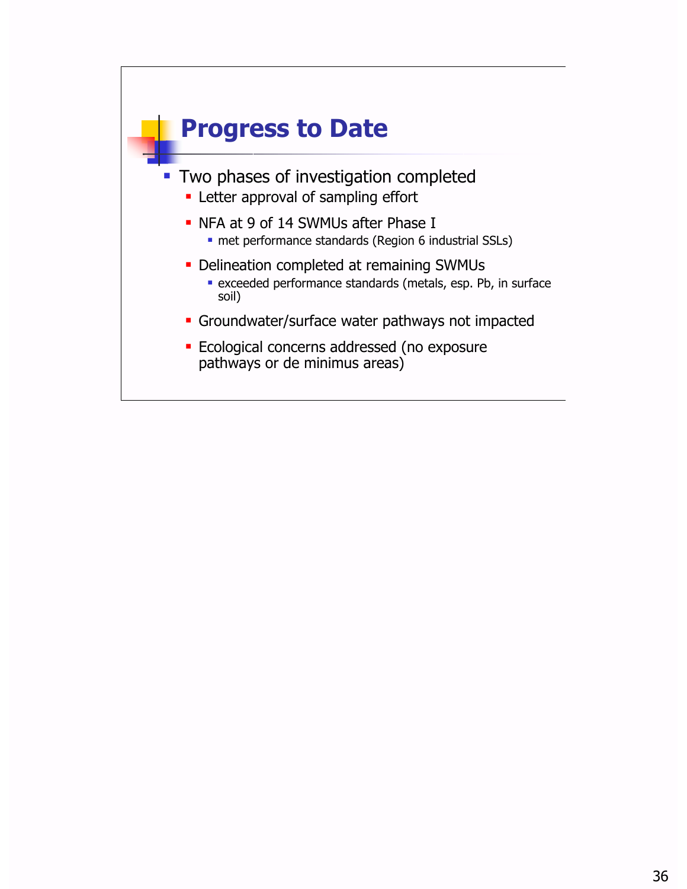# Progress to Date

- Two phases of investigation completed
  - Letter approval of sampling effort
  - NFA at 9 of 14 SWMUs after Phase I
    - met performance standards (Region 6 industrial SSLs)
  - Delineation completed at remaining SWMUs
    - exceeded performance standards (metals, esp. Pb, in surface soil)
  - Groundwater/surface water pathways not impacted
  - Ecological concerns addressed (no exposure pathways or de minimus areas)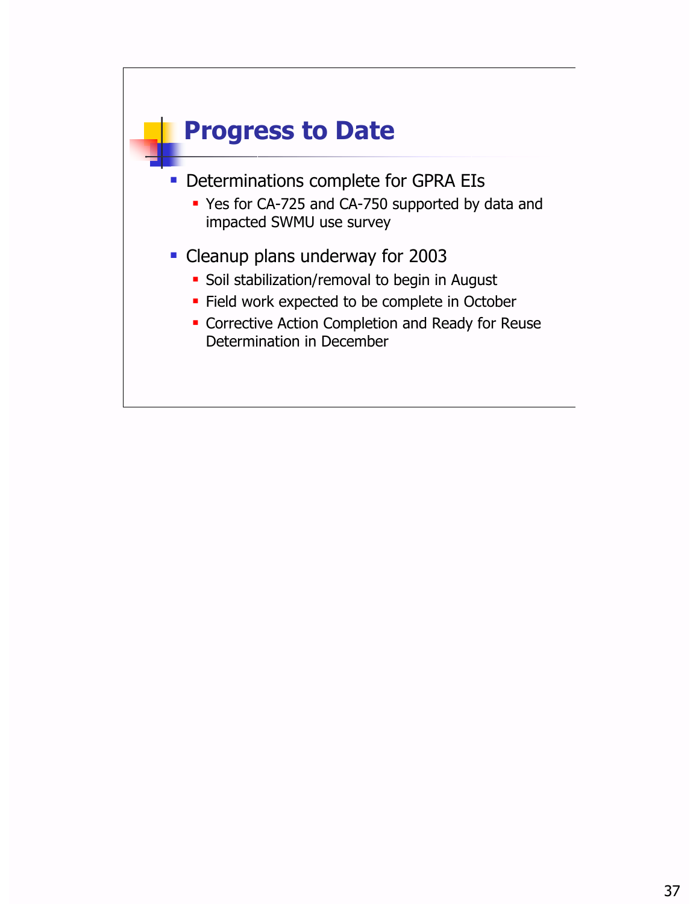## Progress to Date

- Determinations complete for GPRA EIs
  - Yes for CA-725 and CA-750 supported by data and impacted SWMU use survey
- Cleanup plans underway for 2003
  - Soil stabilization/removal to begin in August
  - Field work expected to be complete in October
  - Corrective Action Completion and Ready for Reuse Determination in December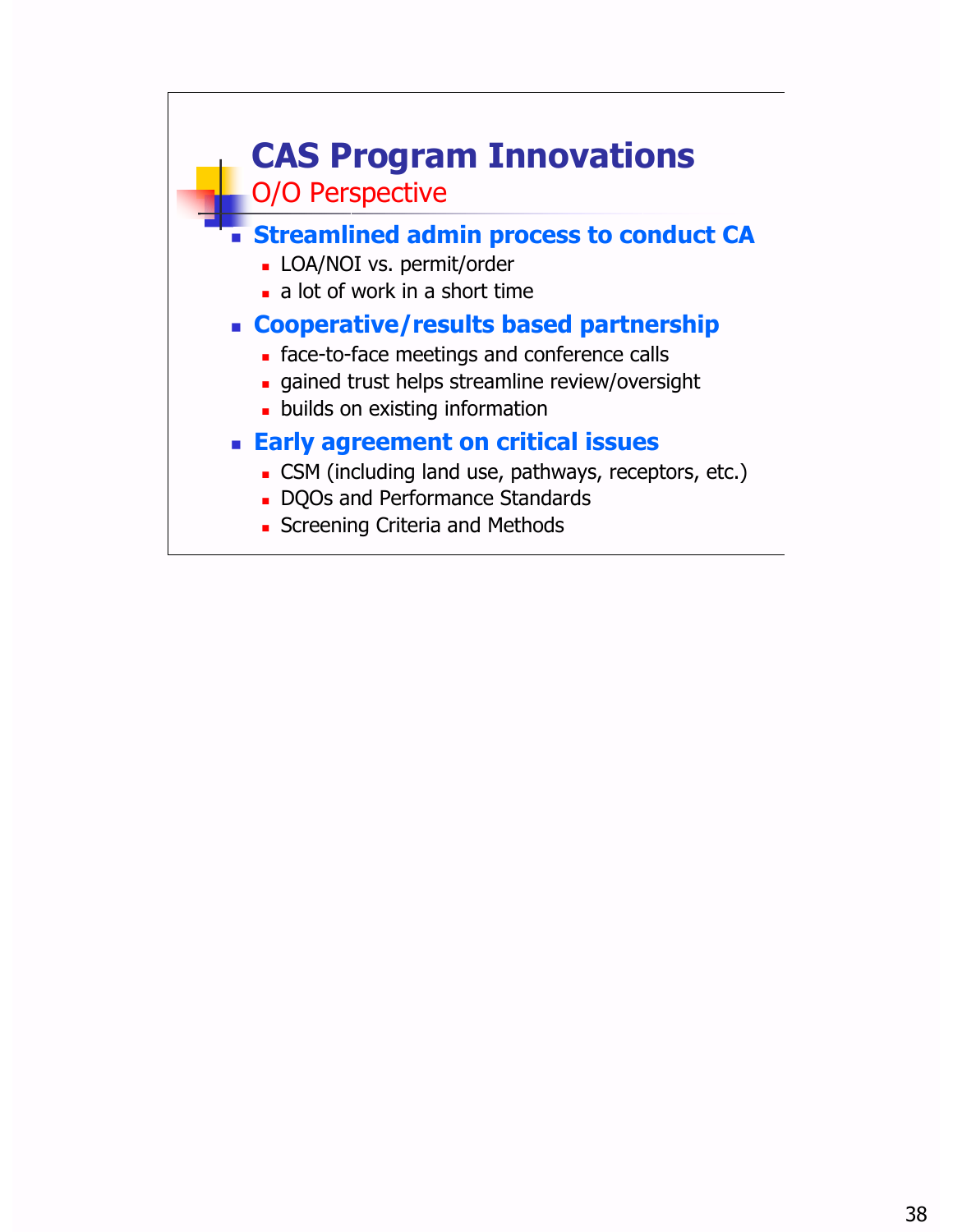# CAS Program Innovations

## O/O Perspective

- **Streamlined admin process to conduct CA**
  - LOA/NOI vs. permit/order
  - a lot of work in a short time
- **Cooperative/results based partnership**
  - face-to-face meetings and conference calls
  - gained trust helps streamline review/oversight
  - builds on existing information
- **Early agreement on critical issues**
  - CSM (including land use, pathways, receptors, etc.)
  - DQOs and Performance Standards
  - Screening Criteria and Methods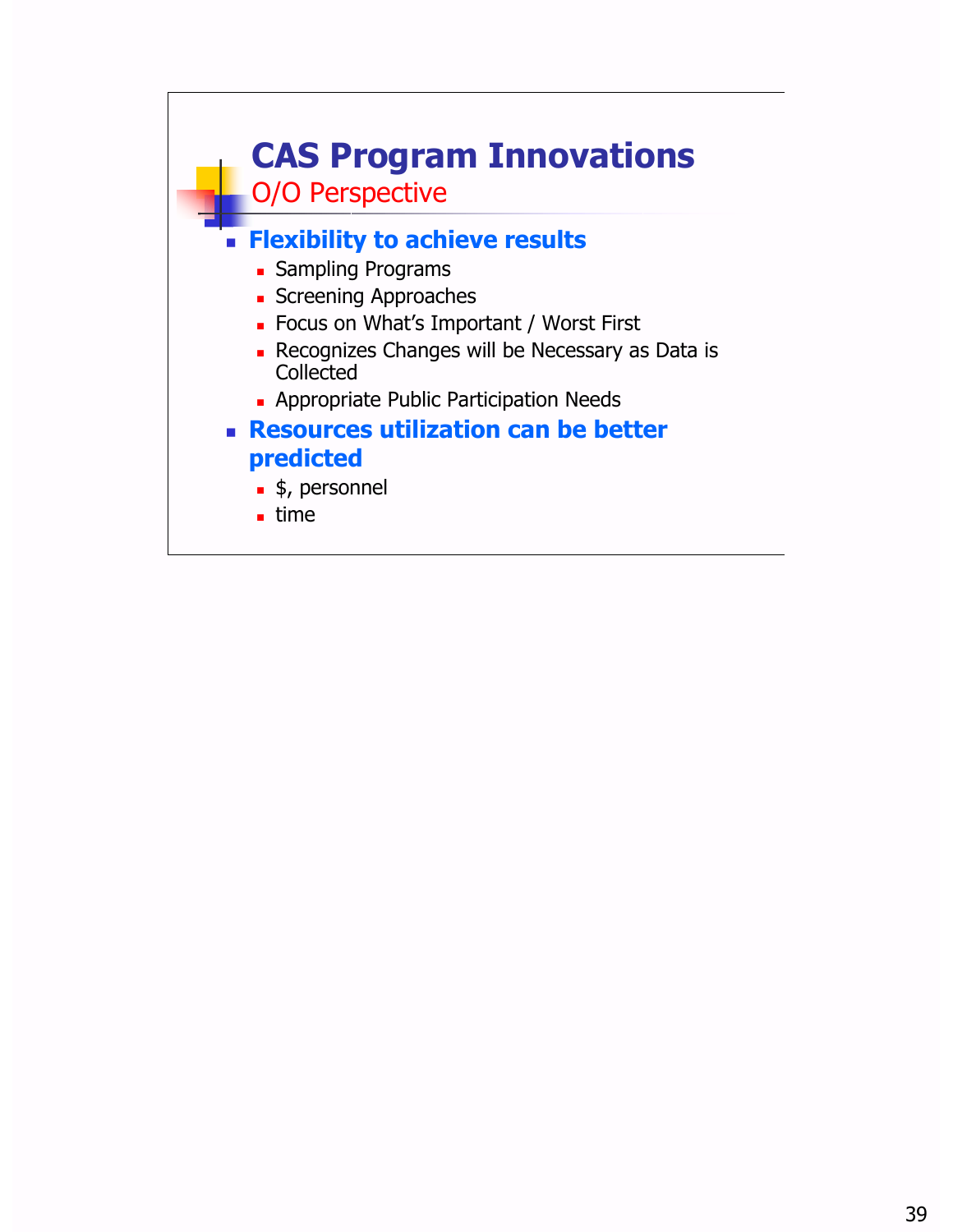# CAS Program Innovations

## O/O Perspective

- **Flexibility to achieve results**
  - Sampling Programs
  - Screening Approaches
  - Focus on What's Important / Worst First
  - Recognizes Changes will be Necessary as Data is Collected
  - Appropriate Public Participation Needs
- **Resources utilization can be better predicted**
  - $, personnel
  - time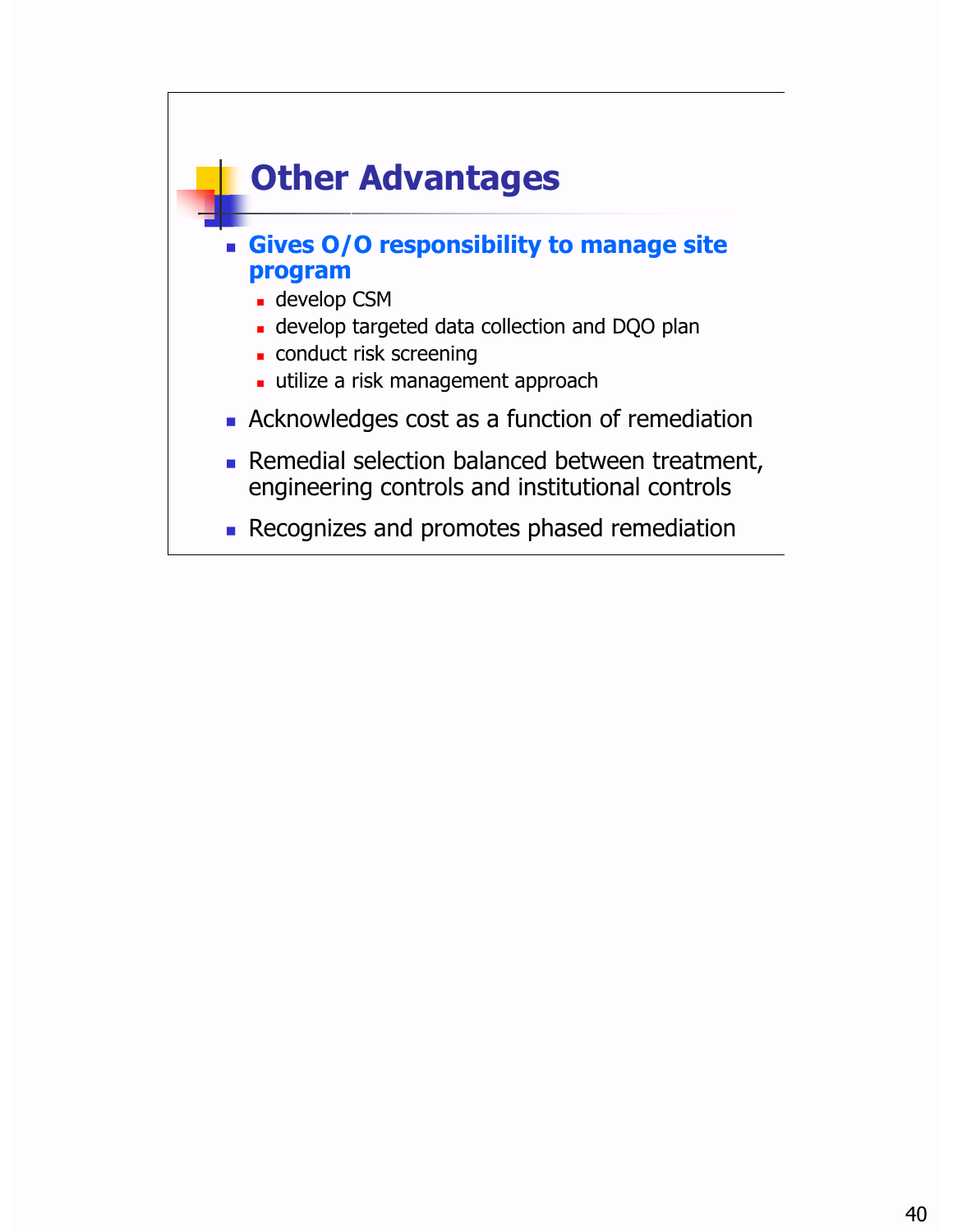## Other Advantages

- **Gives O/O responsibility to manage site program**
  - develop CSM
  - develop targeted data collection and DQO plan
  - conduct risk screening
  - utilize a risk management approach
- Acknowledges cost as a function of remediation
- Remedial selection balanced between treatment, engineering controls and institutional controls
- Recognizes and promotes phased remediation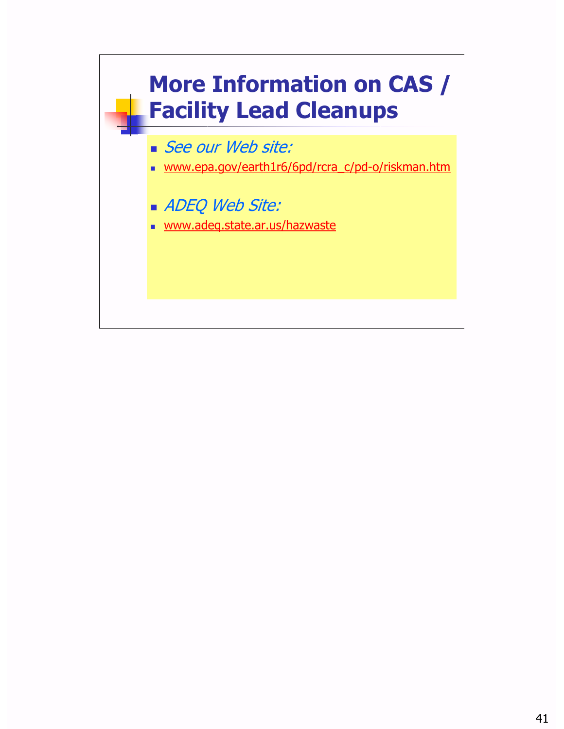# More Information on CAS / Facility Lead Cleanups

- *See our Web site:*
  - www.epa.gov/earth1r6/6pd/rcra_c/pd-o/riskman.htm
- *ADEQ Web Site:*
  - www.adeq.state.ar.us/hazwaste